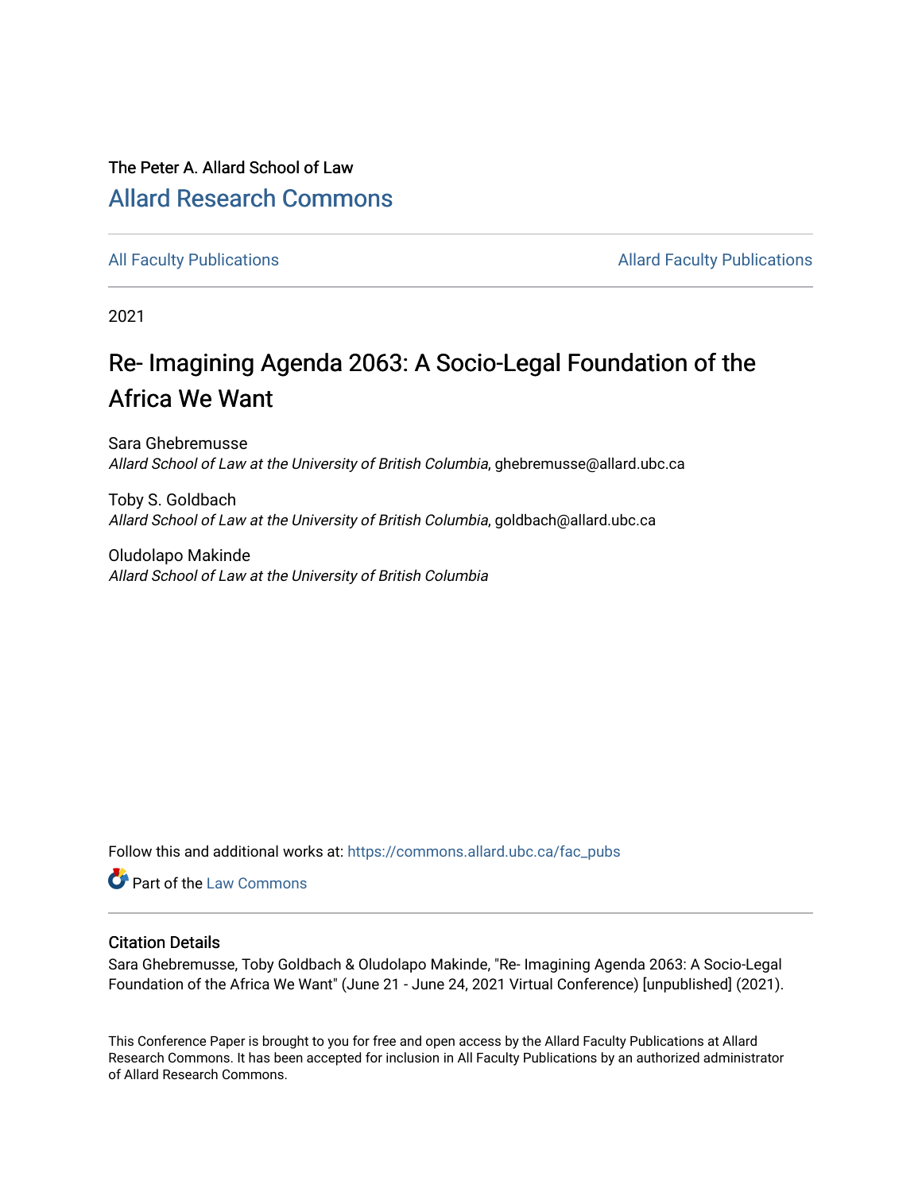The Peter A. Allard School of Law

# Allard Research Commons

All Faculty Publications

Allard Faculty Publications

2021

# Re- Imagining Agenda 2063: A Socio-Legal Foundation of the Africa We Want

Sara Ghebremusse
*Allard School of Law at the University of British Columbia*, ghebremusse@allard.ubc.ca

Toby S. Goldbach
*Allard School of Law at the University of British Columbia*, goldbach@allard.ubc.ca

Oludolapo Makinde
*Allard School of Law at the University of British Columbia*

Follow this and additional works at: https://commons.allard.ubc.ca/fac_pubs

Part of the Law Commons

## Citation Details

Sara Ghebremusse, Toby Goldbach & Oludolapo Makinde, "Re- Imagining Agenda 2063: A Socio-Legal Foundation of the Africa We Want" (June 21 - June 24, 2021 Virtual Conference) [unpublished] (2021).

This Conference Paper is brought to you for free and open access by the Allard Faculty Publications at Allard Research Commons. It has been accepted for inclusion in All Faculty Publications by an authorized administrator of Allard Research Commons.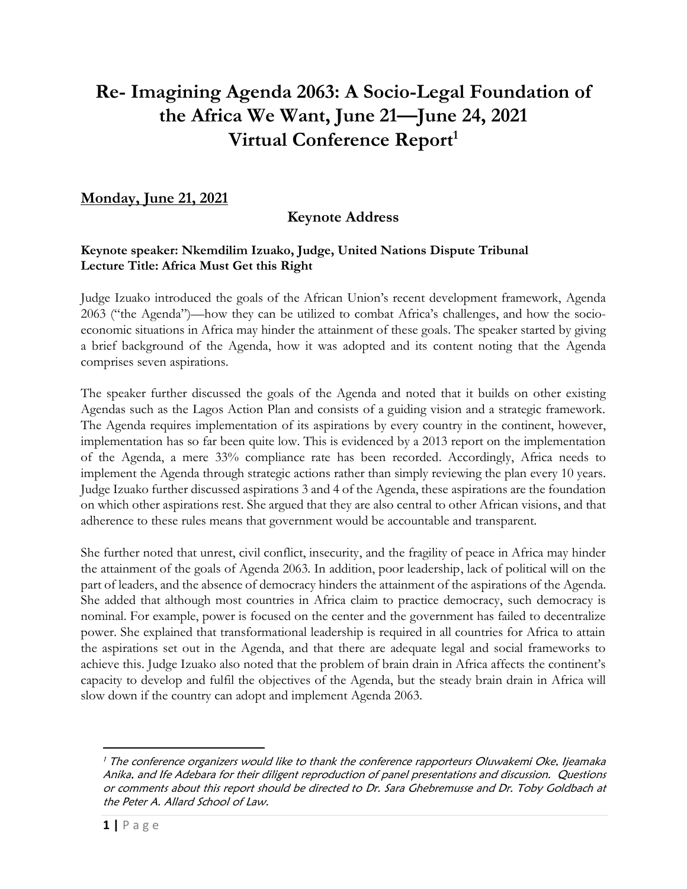# Re- Imagining Agenda 2063: A Socio-Legal Foundation of the Africa We Want, June 21—June 24, 2021 Virtual Conference Report[1]

## Monday, June 21, 2021

### Keynote Address

**Keynote speaker: Nkemdilim Izuako, Judge, United Nations Dispute Tribunal**
**Lecture Title: Africa Must Get this Right**

Judge Izuako introduced the goals of the African Union's recent development framework, Agenda 2063 ("the Agenda")—how they can be utilized to combat Africa's challenges, and how the socio-economic situations in Africa may hinder the attainment of these goals. The speaker started by giving a brief background of the Agenda, how it was adopted and its content noting that the Agenda comprises seven aspirations.

The speaker further discussed the goals of the Agenda and noted that it builds on other existing Agendas such as the Lagos Action Plan and consists of a guiding vision and a strategic framework. The Agenda requires implementation of its aspirations by every country in the continent, however, implementation has so far been quite low. This is evidenced by a 2013 report on the implementation of the Agenda, a mere 33% compliance rate has been recorded. Accordingly, Africa needs to implement the Agenda through strategic actions rather than simply reviewing the plan every 10 years. Judge Izuako further discussed aspirations 3 and 4 of the Agenda, these aspirations are the foundation on which other aspirations rest. She argued that they are also central to other African visions, and that adherence to these rules means that government would be accountable and transparent.

She further noted that unrest, civil conflict, insecurity, and the fragility of peace in Africa may hinder the attainment of the goals of Agenda 2063. In addition, poor leadership, lack of political will on the part of leaders, and the absence of democracy hinders the attainment of the aspirations of the Agenda. She added that although most countries in Africa claim to practice democracy, such democracy is nominal. For example, power is focused on the center and the government has failed to decentralize power. She explained that transformational leadership is required in all countries for Africa to attain the aspirations set out in the Agenda, and that there are adequate legal and social frameworks to achieve this. Judge Izuako also noted that the problem of brain drain in Africa affects the continent's capacity to develop and fulfil the objectives of the Agenda, but the steady brain drain in Africa will slow down if the country can adopt and implement Agenda 2063.

---

[1] *The conference organizers would like to thank the conference rapporteurs Oluwakemi Oke, Ijeamaka Anika, and Ife Adebara for their diligent reproduction of panel presentations and discussion. Questions or comments about this report should be directed to Dr. Sara Ghebremusse and Dr. Toby Goldbach at the Peter A. Allard School of Law.*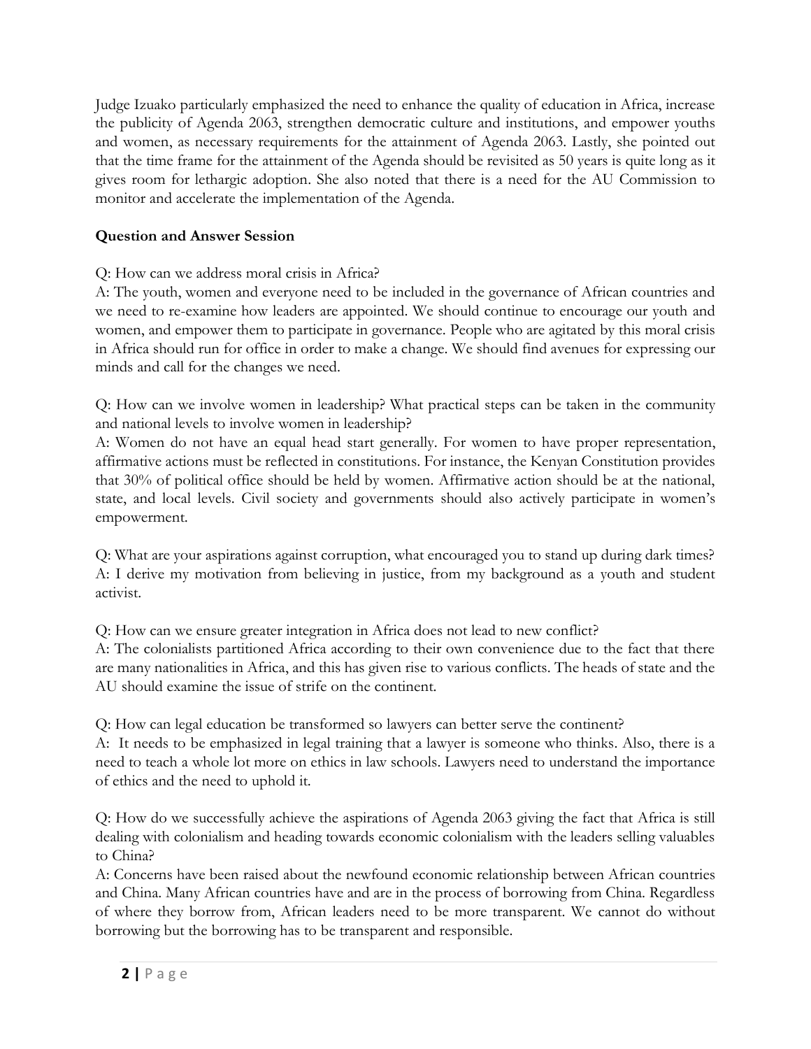Judge Izuako particularly emphasized the need to enhance the quality of education in Africa, increase the publicity of Agenda 2063, strengthen democratic culture and institutions, and empower youths and women, as necessary requirements for the attainment of Agenda 2063. Lastly, she pointed out that the time frame for the attainment of the Agenda should be revisited as 50 years is quite long as it gives room for lethargic adoption. She also noted that there is a need for the AU Commission to monitor and accelerate the implementation of the Agenda.

**Question and Answer Session**

Q: How can we address moral crisis in Africa?
A: The youth, women and everyone need to be included in the governance of African countries and we need to re-examine how leaders are appointed. We should continue to encourage our youth and women, and empower them to participate in governance. People who are agitated by this moral crisis in Africa should run for office in order to make a change. We should find avenues for expressing our minds and call for the changes we need.

Q: How can we involve women in leadership? What practical steps can be taken in the community and national levels to involve women in leadership?
A: Women do not have an equal head start generally. For women to have proper representation, affirmative actions must be reflected in constitutions. For instance, the Kenyan Constitution provides that 30% of political office should be held by women. Affirmative action should be at the national, state, and local levels. Civil society and governments should also actively participate in women's empowerment.

Q: What are your aspirations against corruption, what encouraged you to stand up during dark times?
A: I derive my motivation from believing in justice, from my background as a youth and student activist.

Q: How can we ensure greater integration in Africa does not lead to new conflict?
A: The colonialists partitioned Africa according to their own convenience due to the fact that there are many nationalities in Africa, and this has given rise to various conflicts. The heads of state and the AU should examine the issue of strife on the continent.

Q: How can legal education be transformed so lawyers can better serve the continent?
A: It needs to be emphasized in legal training that a lawyer is someone who thinks. Also, there is a need to teach a whole lot more on ethics in law schools. Lawyers need to understand the importance of ethics and the need to uphold it.

Q: How do we successfully achieve the aspirations of Agenda 2063 giving the fact that Africa is still dealing with colonialism and heading towards economic colonialism with the leaders selling valuables to China?
A: Concerns have been raised about the newfound economic relationship between African countries and China. Many African countries have and are in the process of borrowing from China. Regardless of where they borrow from, African leaders need to be more transparent. We cannot do without borrowing but the borrowing has to be transparent and responsible.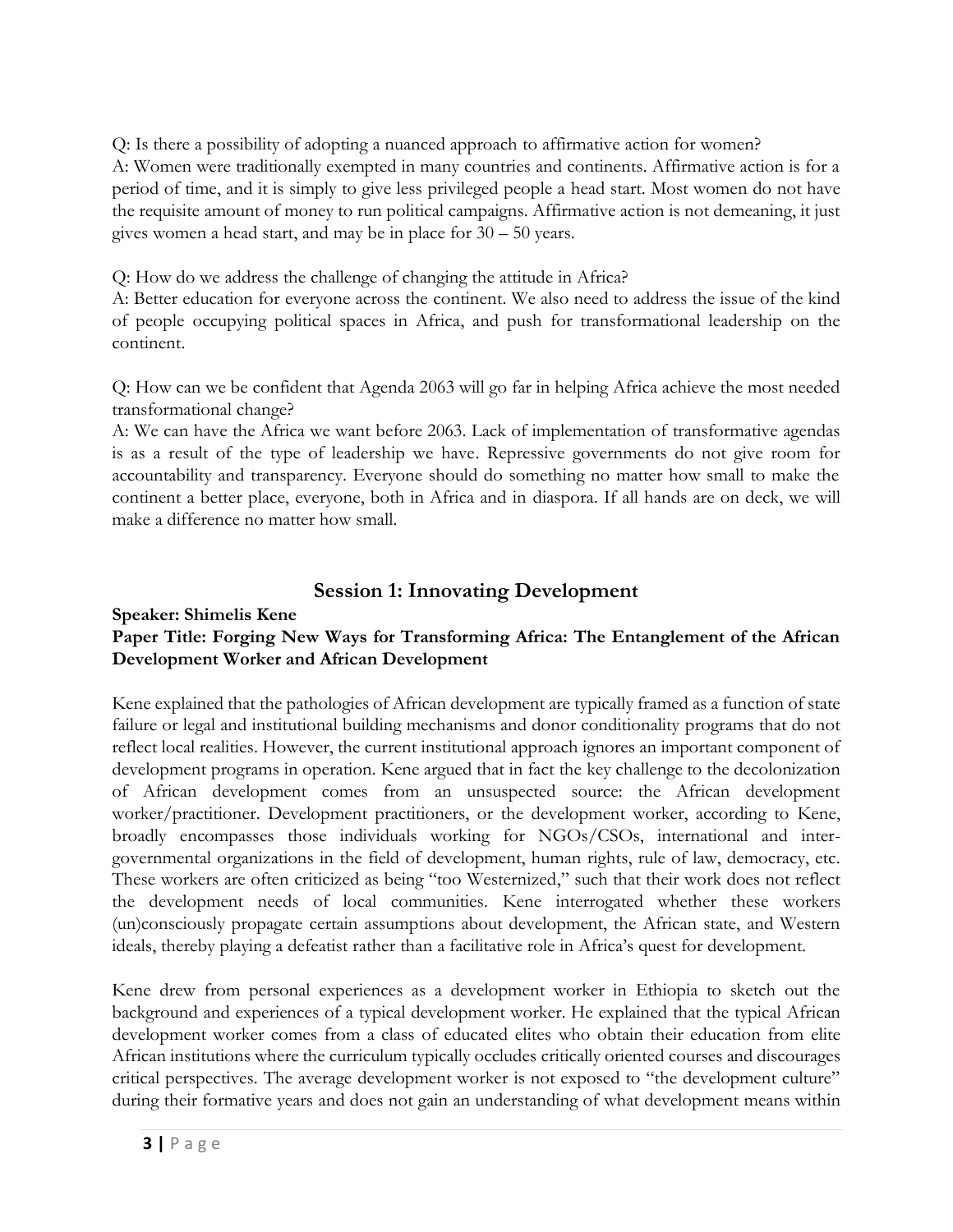Q: Is there a possibility of adopting a nuanced approach to affirmative action for women?
A: Women were traditionally exempted in many countries and continents. Affirmative action is for a period of time, and it is simply to give less privileged people a head start. Most women do not have the requisite amount of money to run political campaigns. Affirmative action is not demeaning, it just gives women a head start, and may be in place for 30 – 50 years.

Q: How do we address the challenge of changing the attitude in Africa?
A: Better education for everyone across the continent. We also need to address the issue of the kind of people occupying political spaces in Africa, and push for transformational leadership on the continent.

Q: How can we be confident that Agenda 2063 will go far in helping Africa achieve the most needed transformational change?
A: We can have the Africa we want before 2063. Lack of implementation of transformative agendas is as a result of the type of leadership we have. Repressive governments do not give room for accountability and transparency. Everyone should do something no matter how small to make the continent a better place, everyone, both in Africa and in diaspora. If all hands are on deck, we will make a difference no matter how small.

## Session 1: Innovating Development

**Speaker: Shimelis Kene**

**Paper Title: Forging New Ways for Transforming Africa: The Entanglement of the African Development Worker and African Development**

Kene explained that the pathologies of African development are typically framed as a function of state failure or legal and institutional building mechanisms and donor conditionality programs that do not reflect local realities. However, the current institutional approach ignores an important component of development programs in operation. Kene argued that in fact the key challenge to the decolonization of African development comes from an unsuspected source: the African development worker/practitioner. Development practitioners, or the development worker, according to Kene, broadly encompasses those individuals working for NGOs/CSOs, international and inter-governmental organizations in the field of development, human rights, rule of law, democracy, etc. These workers are often criticized as being "too Westernized," such that their work does not reflect the development needs of local communities. Kene interrogated whether these workers (un)consciously propagate certain assumptions about development, the African state, and Western ideals, thereby playing a defeatist rather than a facilitative role in Africa's quest for development.

Kene drew from personal experiences as a development worker in Ethiopia to sketch out the background and experiences of a typical development worker. He explained that the typical African development worker comes from a class of educated elites who obtain their education from elite African institutions where the curriculum typically occludes critically oriented courses and discourages critical perspectives. The average development worker is not exposed to "the development culture" during their formative years and does not gain an understanding of what development means within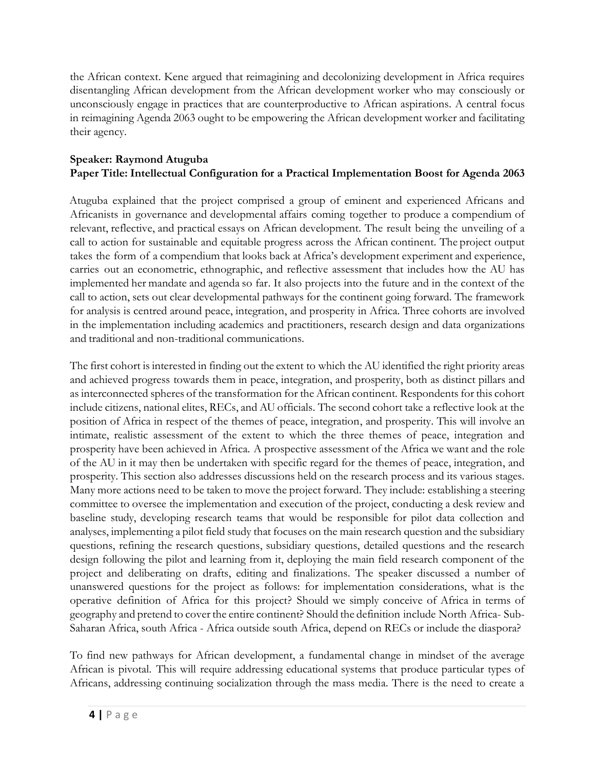the African context. Kene argued that reimagining and decolonizing development in Africa requires disentangling African development from the African development worker who may consciously or unconsciously engage in practices that are counterproductive to African aspirations. A central focus in reimagining Agenda 2063 ought to be empowering the African development worker and facilitating their agency.

**Speaker: Raymond Atuguba**
**Paper Title: Intellectual Configuration for a Practical Implementation Boost for Agenda 2063**

Atuguba explained that the project comprised a group of eminent and experienced Africans and Africanists in governance and developmental affairs coming together to produce a compendium of relevant, reflective, and practical essays on African development. The result being the unveiling of a call to action for sustainable and equitable progress across the African continent. The project output takes the form of a compendium that looks back at Africa's development experiment and experience, carries out an econometric, ethnographic, and reflective assessment that includes how the AU has implemented her mandate and agenda so far. It also projects into the future and in the context of the call to action, sets out clear developmental pathways for the continent going forward. The framework for analysis is centred around peace, integration, and prosperity in Africa. Three cohorts are involved in the implementation including academics and practitioners, research design and data organizations and traditional and non-traditional communications.

The first cohort is interested in finding out the extent to which the AU identified the right priority areas and achieved progress towards them in peace, integration, and prosperity, both as distinct pillars and as interconnected spheres of the transformation for the African continent. Respondents for this cohort include citizens, national elites, RECs, and AU officials. The second cohort take a reflective look at the position of Africa in respect of the themes of peace, integration, and prosperity. This will involve an intimate, realistic assessment of the extent to which the three themes of peace, integration and prosperity have been achieved in Africa. A prospective assessment of the Africa we want and the role of the AU in it may then be undertaken with specific regard for the themes of peace, integration, and prosperity. This section also addresses discussions held on the research process and its various stages. Many more actions need to be taken to move the project forward. They include: establishing a steering committee to oversee the implementation and execution of the project, conducting a desk review and baseline study, developing research teams that would be responsible for pilot data collection and analyses, implementing a pilot field study that focuses on the main research question and the subsidiary questions, refining the research questions, subsidiary questions, detailed questions and the research design following the pilot and learning from it, deploying the main field research component of the project and deliberating on drafts, editing and finalizations. The speaker discussed a number of unanswered questions for the project as follows: for implementation considerations, what is the operative definition of Africa for this project? Should we simply conceive of Africa in terms of geography and pretend to cover the entire continent? Should the definition include North Africa- Sub-Saharan Africa, south Africa - Africa outside south Africa, depend on RECs or include the diaspora?

To find new pathways for African development, a fundamental change in mindset of the average African is pivotal. This will require addressing educational systems that produce particular types of Africans, addressing continuing socialization through the mass media. There is the need to create a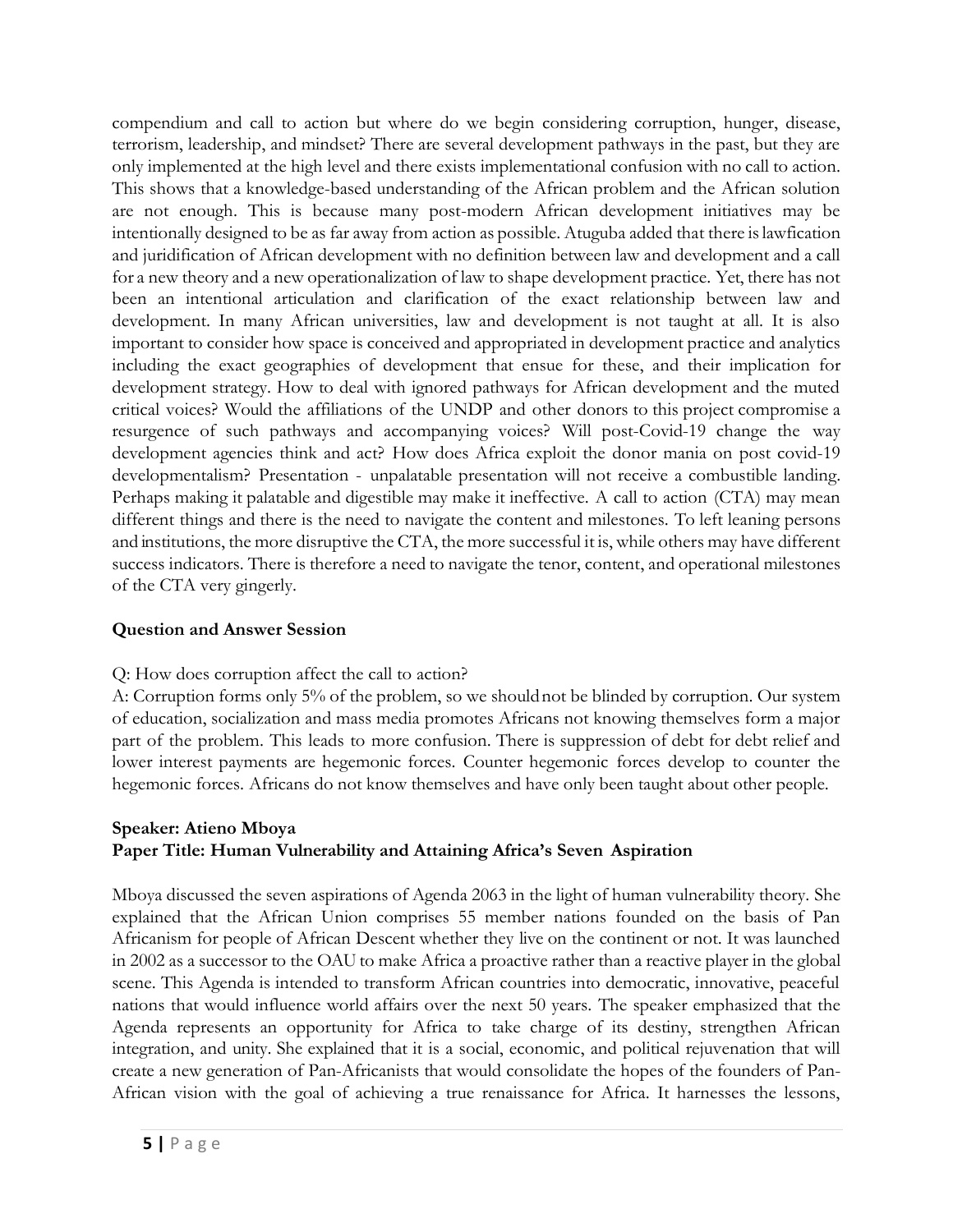compendium and call to action but where do we begin considering corruption, hunger, disease, terrorism, leadership, and mindset? There are several development pathways in the past, but they are only implemented at the high level and there exists implementational confusion with no call to action. This shows that a knowledge-based understanding of the African problem and the African solution are not enough. This is because many post-modern African development initiatives may be intentionally designed to be as far away from action as possible. Atuguba added that there is lawfication and juridification of African development with no definition between law and development and a call for a new theory and a new operationalization of law to shape development practice. Yet, there has not been an intentional articulation and clarification of the exact relationship between law and development. In many African universities, law and development is not taught at all. It is also important to consider how space is conceived and appropriated in development practice and analytics including the exact geographies of development that ensue for these, and their implication for development strategy. How to deal with ignored pathways for African development and the muted critical voices? Would the affiliations of the UNDP and other donors to this project compromise a resurgence of such pathways and accompanying voices? Will post-Covid-19 change the way development agencies think and act? How does Africa exploit the donor mania on post covid-19 developmentalism? Presentation - unpalatable presentation will not receive a combustible landing. Perhaps making it palatable and digestible may make it ineffective. A call to action (CTA) may mean different things and there is the need to navigate the content and milestones. To left leaning persons and institutions, the more disruptive the CTA, the more successful it is, while others may have different success indicators. There is therefore a need to navigate the tenor, content, and operational milestones of the CTA very gingerly.

**Question and Answer Session**

Q: How does corruption affect the call to action?
A: Corruption forms only 5% of the problem, so we should not be blinded by corruption. Our system of education, socialization and mass media promotes Africans not knowing themselves form a major part of the problem. This leads to more confusion. There is suppression of debt for debt relief and lower interest payments are hegemonic forces. Counter hegemonic forces develop to counter the hegemonic forces. Africans do not know themselves and have only been taught about other people.

**Speaker: Atieno Mboya**
**Paper Title: Human Vulnerability and Attaining Africa's Seven Aspiration**

Mboya discussed the seven aspirations of Agenda 2063 in the light of human vulnerability theory. She explained that the African Union comprises 55 member nations founded on the basis of Pan Africanism for people of African Descent whether they live on the continent or not. It was launched in 2002 as a successor to the OAU to make Africa a proactive rather than a reactive player in the global scene. This Agenda is intended to transform African countries into democratic, innovative, peaceful nations that would influence world affairs over the next 50 years. The speaker emphasized that the Agenda represents an opportunity for Africa to take charge of its destiny, strengthen African integration, and unity. She explained that it is a social, economic, and political rejuvenation that will create a new generation of Pan-Africanists that would consolidate the hopes of the founders of Pan-African vision with the goal of achieving a true renaissance for Africa. It harnesses the lessons,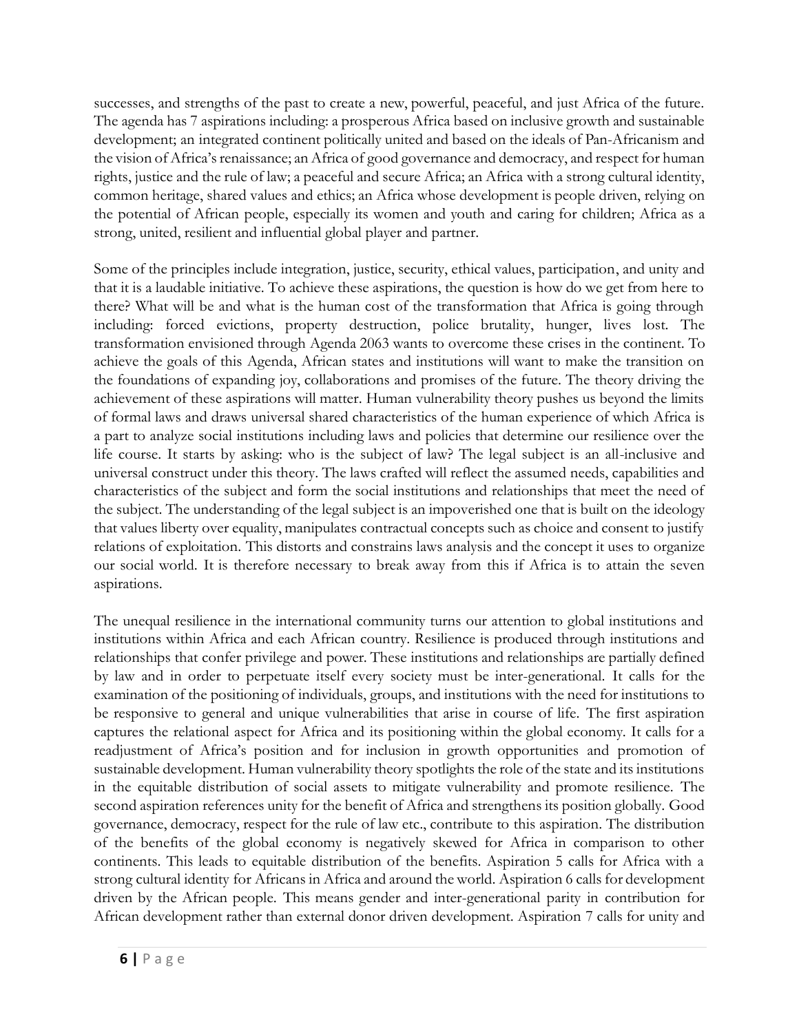successes, and strengths of the past to create a new, powerful, peaceful, and just Africa of the future. The agenda has 7 aspirations including: a prosperous Africa based on inclusive growth and sustainable development; an integrated continent politically united and based on the ideals of Pan-Africanism and the vision of Africa's renaissance; an Africa of good governance and democracy, and respect for human rights, justice and the rule of law; a peaceful and secure Africa; an Africa with a strong cultural identity, common heritage, shared values and ethics; an Africa whose development is people driven, relying on the potential of African people, especially its women and youth and caring for children; Africa as a strong, united, resilient and influential global player and partner.

Some of the principles include integration, justice, security, ethical values, participation, and unity and that it is a laudable initiative. To achieve these aspirations, the question is how do we get from here to there? What will be and what is the human cost of the transformation that Africa is going through including: forced evictions, property destruction, police brutality, hunger, lives lost. The transformation envisioned through Agenda 2063 wants to overcome these crises in the continent. To achieve the goals of this Agenda, African states and institutions will want to make the transition on the foundations of expanding joy, collaborations and promises of the future. The theory driving the achievement of these aspirations will matter. Human vulnerability theory pushes us beyond the limits of formal laws and draws universal shared characteristics of the human experience of which Africa is a part to analyze social institutions including laws and policies that determine our resilience over the life course. It starts by asking: who is the subject of law? The legal subject is an all-inclusive and universal construct under this theory. The laws crafted will reflect the assumed needs, capabilities and characteristics of the subject and form the social institutions and relationships that meet the need of the subject. The understanding of the legal subject is an impoverished one that is built on the ideology that values liberty over equality, manipulates contractual concepts such as choice and consent to justify relations of exploitation. This distorts and constrains laws analysis and the concept it uses to organize our social world. It is therefore necessary to break away from this if Africa is to attain the seven aspirations.

The unequal resilience in the international community turns our attention to global institutions and institutions within Africa and each African country. Resilience is produced through institutions and relationships that confer privilege and power. These institutions and relationships are partially defined by law and in order to perpetuate itself every society must be inter-generational. It calls for the examination of the positioning of individuals, groups, and institutions with the need for institutions to be responsive to general and unique vulnerabilities that arise in course of life. The first aspiration captures the relational aspect for Africa and its positioning within the global economy. It calls for a readjustment of Africa's position and for inclusion in growth opportunities and promotion of sustainable development. Human vulnerability theory spotlights the role of the state and its institutions in the equitable distribution of social assets to mitigate vulnerability and promote resilience. The second aspiration references unity for the benefit of Africa and strengthens its position globally. Good governance, democracy, respect for the rule of law etc., contribute to this aspiration. The distribution of the benefits of the global economy is negatively skewed for Africa in comparison to other continents. This leads to equitable distribution of the benefits. Aspiration 5 calls for Africa with a strong cultural identity for Africans in Africa and around the world. Aspiration 6 calls for development driven by the African people. This means gender and inter-generational parity in contribution for African development rather than external donor driven development. Aspiration 7 calls for unity and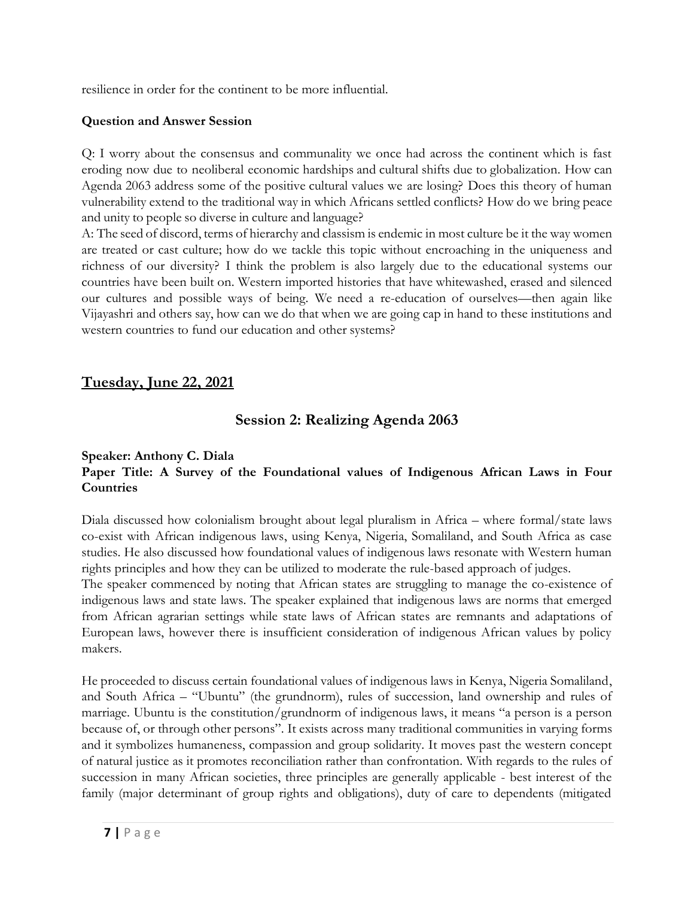resilience in order for the continent to be more influential.

**Question and Answer Session**

Q: I worry about the consensus and communality we once had across the continent which is fast eroding now due to neoliberal economic hardships and cultural shifts due to globalization. How can Agenda 2063 address some of the positive cultural values we are losing? Does this theory of human vulnerability extend to the traditional way in which Africans settled conflicts? How do we bring peace and unity to people so diverse in culture and language?

A: The seed of discord, terms of hierarchy and classism is endemic in most culture be it the way women are treated or cast culture; how do we tackle this topic without encroaching in the uniqueness and richness of our diversity? I think the problem is also largely due to the educational systems our countries have been built on. Western imported histories that have whitewashed, erased and silenced our cultures and possible ways of being. We need a re-education of ourselves—then again like Vijayashri and others say, how can we do that when we are going cap in hand to these institutions and western countries to fund our education and other systems?

## Tuesday, June 22, 2021

## Session 2: Realizing Agenda 2063

**Speaker: Anthony C. Diala**

**Paper Title: A Survey of the Foundational values of Indigenous African Laws in Four Countries**

Diala discussed how colonialism brought about legal pluralism in Africa – where formal/state laws co-exist with African indigenous laws, using Kenya, Nigeria, Somaliland, and South Africa as case studies. He also discussed how foundational values of indigenous laws resonate with Western human rights principles and how they can be utilized to moderate the rule-based approach of judges.

The speaker commenced by noting that African states are struggling to manage the co-existence of indigenous laws and state laws. The speaker explained that indigenous laws are norms that emerged from African agrarian settings while state laws of African states are remnants and adaptations of European laws, however there is insufficient consideration of indigenous African values by policy makers.

He proceeded to discuss certain foundational values of indigenous laws in Kenya, Nigeria Somaliland, and South Africa – "Ubuntu" (the grundnorm), rules of succession, land ownership and rules of marriage. Ubuntu is the constitution/grundnorm of indigenous laws, it means "a person is a person because of, or through other persons". It exists across many traditional communities in varying forms and it symbolizes humaneness, compassion and group solidarity. It moves past the western concept of natural justice as it promotes reconciliation rather than confrontation. With regards to the rules of succession in many African societies, three principles are generally applicable - best interest of the family (major determinant of group rights and obligations), duty of care to dependents (mitigated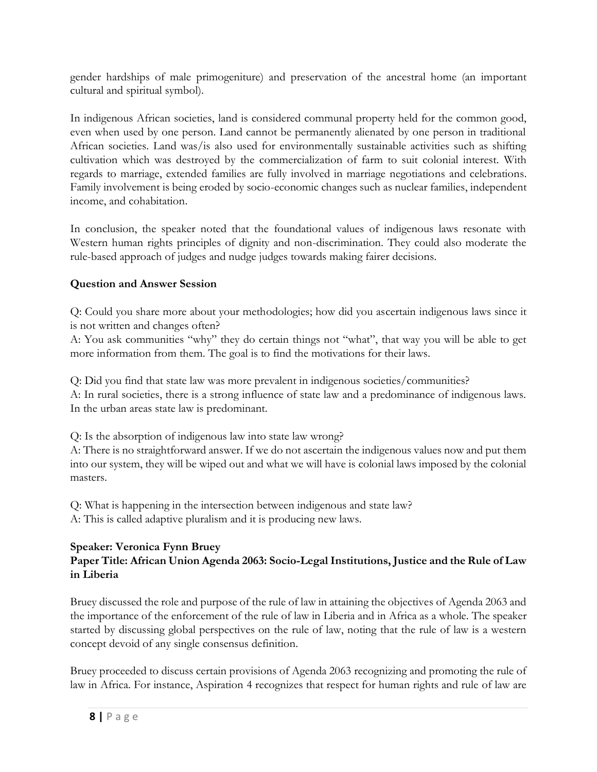gender hardships of male primogeniture) and preservation of the ancestral home (an important cultural and spiritual symbol).

In indigenous African societies, land is considered communal property held for the common good, even when used by one person. Land cannot be permanently alienated by one person in traditional African societies. Land was/is also used for environmentally sustainable activities such as shifting cultivation which was destroyed by the commercialization of farm to suit colonial interest. With regards to marriage, extended families are fully involved in marriage negotiations and celebrations. Family involvement is being eroded by socio-economic changes such as nuclear families, independent income, and cohabitation.

In conclusion, the speaker noted that the foundational values of indigenous laws resonate with Western human rights principles of dignity and non-discrimination. They could also moderate the rule-based approach of judges and nudge judges towards making fairer decisions.

**Question and Answer Session**

Q: Could you share more about your methodologies; how did you ascertain indigenous laws since it is not written and changes often?
A: You ask communities "why" they do certain things not "what", that way you will be able to get more information from them. The goal is to find the motivations for their laws.

Q: Did you find that state law was more prevalent in indigenous societies/communities?
A: In rural societies, there is a strong influence of state law and a predominance of indigenous laws. In the urban areas state law is predominant.

Q: Is the absorption of indigenous law into state law wrong?
A: There is no straightforward answer. If we do not ascertain the indigenous values now and put them into our system, they will be wiped out and what we will have is colonial laws imposed by the colonial masters.

Q: What is happening in the intersection between indigenous and state law?
A: This is called adaptive pluralism and it is producing new laws.

**Speaker: Veronica Fynn Bruey**
**Paper Title: African Union Agenda 2063: Socio-Legal Institutions, Justice and the Rule of Law in Liberia**

Bruey discussed the role and purpose of the rule of law in attaining the objectives of Agenda 2063 and the importance of the enforcement of the rule of law in Liberia and in Africa as a whole. The speaker started by discussing global perspectives on the rule of law, noting that the rule of law is a western concept devoid of any single consensus definition.

Bruey proceeded to discuss certain provisions of Agenda 2063 recognizing and promoting the rule of law in Africa. For instance, Aspiration 4 recognizes that respect for human rights and rule of law are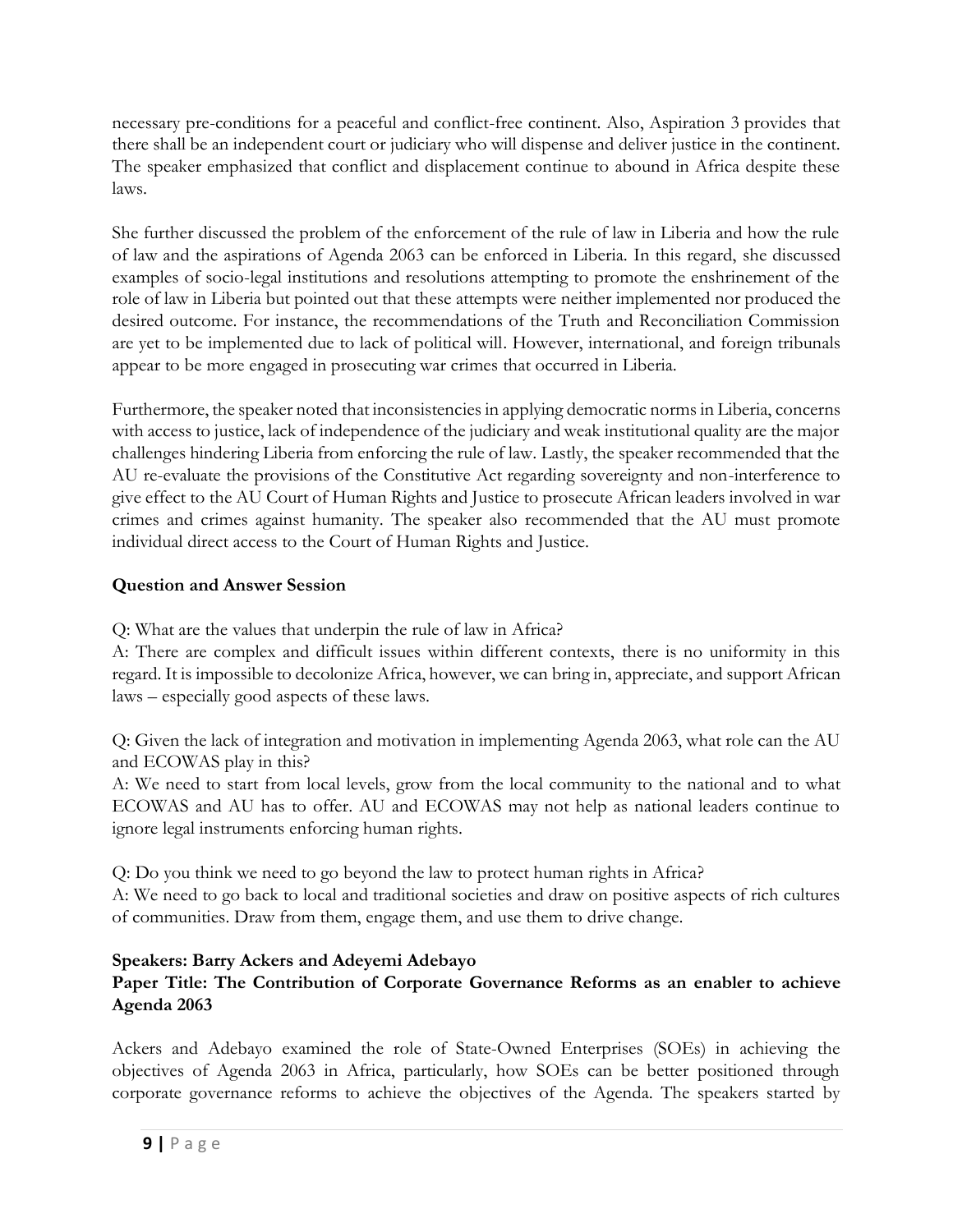necessary pre-conditions for a peaceful and conflict-free continent. Also, Aspiration 3 provides that there shall be an independent court or judiciary who will dispense and deliver justice in the continent. The speaker emphasized that conflict and displacement continue to abound in Africa despite these laws.

She further discussed the problem of the enforcement of the rule of law in Liberia and how the rule of law and the aspirations of Agenda 2063 can be enforced in Liberia. In this regard, she discussed examples of socio-legal institutions and resolutions attempting to promote the enshrinement of the role of law in Liberia but pointed out that these attempts were neither implemented nor produced the desired outcome. For instance, the recommendations of the Truth and Reconciliation Commission are yet to be implemented due to lack of political will. However, international, and foreign tribunals appear to be more engaged in prosecuting war crimes that occurred in Liberia.

Furthermore, the speaker noted that inconsistencies in applying democratic norms in Liberia, concerns with access to justice, lack of independence of the judiciary and weak institutional quality are the major challenges hindering Liberia from enforcing the rule of law. Lastly, the speaker recommended that the AU re-evaluate the provisions of the Constitutive Act regarding sovereignty and non-interference to give effect to the AU Court of Human Rights and Justice to prosecute African leaders involved in war crimes and crimes against humanity. The speaker also recommended that the AU must promote individual direct access to the Court of Human Rights and Justice.

**Question and Answer Session**

Q: What are the values that underpin the rule of law in Africa?
A: There are complex and difficult issues within different contexts, there is no uniformity in this regard. It is impossible to decolonize Africa, however, we can bring in, appreciate, and support African laws – especially good aspects of these laws.

Q: Given the lack of integration and motivation in implementing Agenda 2063, what role can the AU and ECOWAS play in this?
A: We need to start from local levels, grow from the local community to the national and to what ECOWAS and AU has to offer. AU and ECOWAS may not help as national leaders continue to ignore legal instruments enforcing human rights.

Q: Do you think we need to go beyond the law to protect human rights in Africa?
A: We need to go back to local and traditional societies and draw on positive aspects of rich cultures of communities. Draw from them, engage them, and use them to drive change.

**Speakers: Barry Ackers and Adeyemi Adebayo**
**Paper Title: The Contribution of Corporate Governance Reforms as an enabler to achieve Agenda 2063**

Ackers and Adebayo examined the role of State-Owned Enterprises (SOEs) in achieving the objectives of Agenda 2063 in Africa, particularly, how SOEs can be better positioned through corporate governance reforms to achieve the objectives of the Agenda. The speakers started by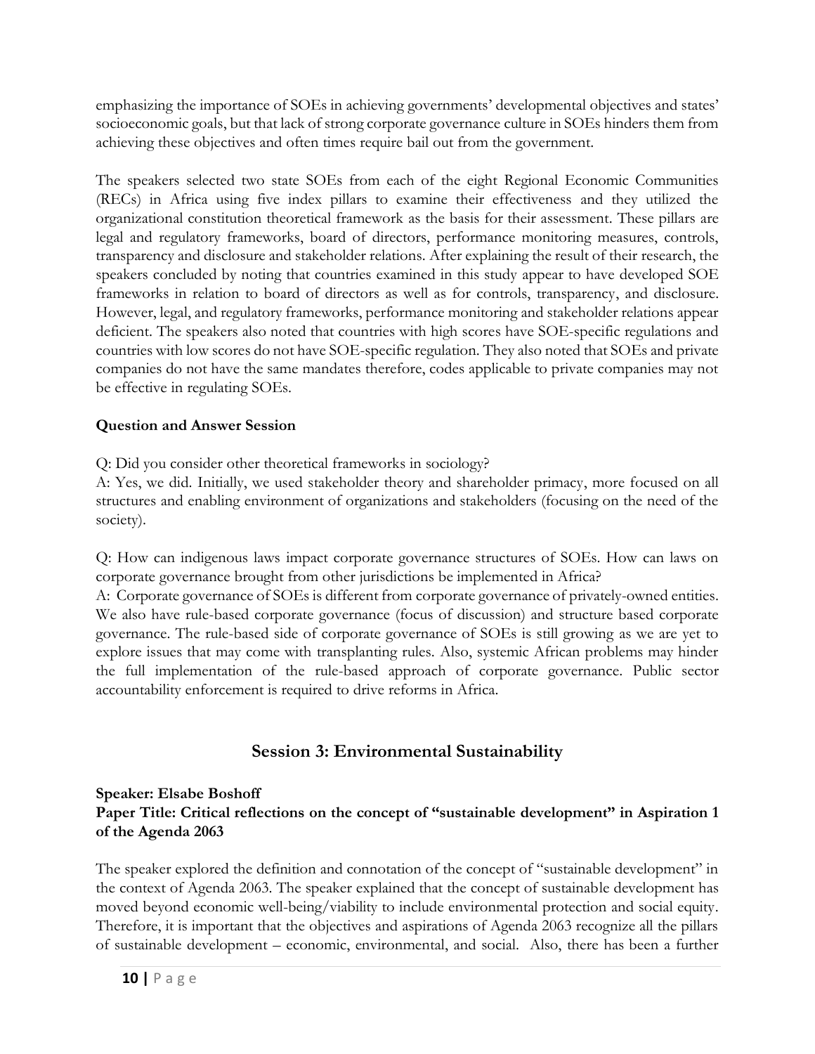emphasizing the importance of SOEs in achieving governments' developmental objectives and states' socioeconomic goals, but that lack of strong corporate governance culture in SOEs hinders them from achieving these objectives and often times require bail out from the government.

The speakers selected two state SOEs from each of the eight Regional Economic Communities (RECs) in Africa using five index pillars to examine their effectiveness and they utilized the organizational constitution theoretical framework as the basis for their assessment. These pillars are legal and regulatory frameworks, board of directors, performance monitoring measures, controls, transparency and disclosure and stakeholder relations. After explaining the result of their research, the speakers concluded by noting that countries examined in this study appear to have developed SOE frameworks in relation to board of directors as well as for controls, transparency, and disclosure. However, legal, and regulatory frameworks, performance monitoring and stakeholder relations appear deficient. The speakers also noted that countries with high scores have SOE-specific regulations and countries with low scores do not have SOE-specific regulation. They also noted that SOEs and private companies do not have the same mandates therefore, codes applicable to private companies may not be effective in regulating SOEs.

**Question and Answer Session**

Q: Did you consider other theoretical frameworks in sociology?
A: Yes, we did. Initially, we used stakeholder theory and shareholder primacy, more focused on all structures and enabling environment of organizations and stakeholders (focusing on the need of the society).

Q: How can indigenous laws impact corporate governance structures of SOEs. How can laws on corporate governance brought from other jurisdictions be implemented in Africa?
A: Corporate governance of SOEs is different from corporate governance of privately-owned entities. We also have rule-based corporate governance (focus of discussion) and structure based corporate governance. The rule-based side of corporate governance of SOEs is still growing as we are yet to explore issues that may come with transplanting rules. Also, systemic African problems may hinder the full implementation of the rule-based approach of corporate governance. Public sector accountability enforcement is required to drive reforms in Africa.

## Session 3: Environmental Sustainability

**Speaker: Elsabe Boshoff**
**Paper Title: Critical reflections on the concept of "sustainable development" in Aspiration 1 of the Agenda 2063**

The speaker explored the definition and connotation of the concept of "sustainable development" in the context of Agenda 2063. The speaker explained that the concept of sustainable development has moved beyond economic well-being/viability to include environmental protection and social equity. Therefore, it is important that the objectives and aspirations of Agenda 2063 recognize all the pillars of sustainable development – economic, environmental, and social. Also, there has been a further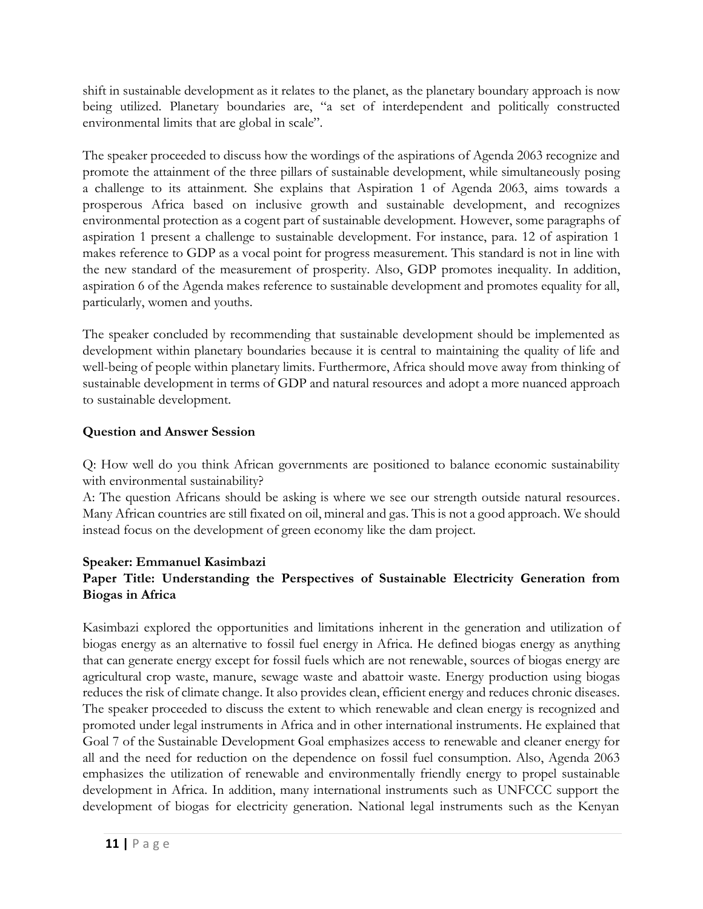shift in sustainable development as it relates to the planet, as the planetary boundary approach is now being utilized. Planetary boundaries are, "a set of interdependent and politically constructed environmental limits that are global in scale".

The speaker proceeded to discuss how the wordings of the aspirations of Agenda 2063 recognize and promote the attainment of the three pillars of sustainable development, while simultaneously posing a challenge to its attainment. She explains that Aspiration 1 of Agenda 2063, aims towards a prosperous Africa based on inclusive growth and sustainable development, and recognizes environmental protection as a cogent part of sustainable development. However, some paragraphs of aspiration 1 present a challenge to sustainable development. For instance, para. 12 of aspiration 1 makes reference to GDP as a vocal point for progress measurement. This standard is not in line with the new standard of the measurement of prosperity. Also, GDP promotes inequality. In addition, aspiration 6 of the Agenda makes reference to sustainable development and promotes equality for all, particularly, women and youths.

The speaker concluded by recommending that sustainable development should be implemented as development within planetary boundaries because it is central to maintaining the quality of life and well-being of people within planetary limits. Furthermore, Africa should move away from thinking of sustainable development in terms of GDP and natural resources and adopt a more nuanced approach to sustainable development.

**Question and Answer Session**

Q: How well do you think African governments are positioned to balance economic sustainability with environmental sustainability?
A: The question Africans should be asking is where we see our strength outside natural resources. Many African countries are still fixated on oil, mineral and gas. This is not a good approach. We should instead focus on the development of green economy like the dam project.

**Speaker: Emmanuel Kasimbazi**
**Paper Title: Understanding the Perspectives of Sustainable Electricity Generation from Biogas in Africa**

Kasimbazi explored the opportunities and limitations inherent in the generation and utilization of biogas energy as an alternative to fossil fuel energy in Africa. He defined biogas energy as anything that can generate energy except for fossil fuels which are not renewable, sources of biogas energy are agricultural crop waste, manure, sewage waste and abattoir waste. Energy production using biogas reduces the risk of climate change. It also provides clean, efficient energy and reduces chronic diseases. The speaker proceeded to discuss the extent to which renewable and clean energy is recognized and promoted under legal instruments in Africa and in other international instruments. He explained that Goal 7 of the Sustainable Development Goal emphasizes access to renewable and cleaner energy for all and the need for reduction on the dependence on fossil fuel consumption. Also, Agenda 2063 emphasizes the utilization of renewable and environmentally friendly energy to propel sustainable development in Africa. In addition, many international instruments such as UNFCCC support the development of biogas for electricity generation. National legal instruments such as the Kenyan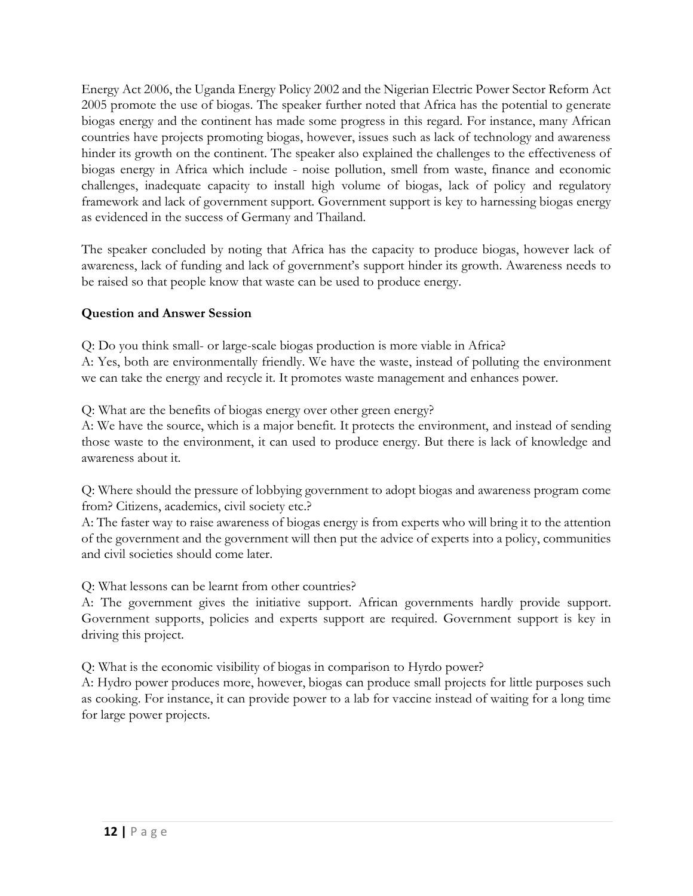Energy Act 2006, the Uganda Energy Policy 2002 and the Nigerian Electric Power Sector Reform Act 2005 promote the use of biogas. The speaker further noted that Africa has the potential to generate biogas energy and the continent has made some progress in this regard. For instance, many African countries have projects promoting biogas, however, issues such as lack of technology and awareness hinder its growth on the continent. The speaker also explained the challenges to the effectiveness of biogas energy in Africa which include - noise pollution, smell from waste, finance and economic challenges, inadequate capacity to install high volume of biogas, lack of policy and regulatory framework and lack of government support. Government support is key to harnessing biogas energy as evidenced in the success of Germany and Thailand.

The speaker concluded by noting that Africa has the capacity to produce biogas, however lack of awareness, lack of funding and lack of government's support hinder its growth. Awareness needs to be raised so that people know that waste can be used to produce energy.

**Question and Answer Session**

Q: Do you think small- or large-scale biogas production is more viable in Africa?
A: Yes, both are environmentally friendly. We have the waste, instead of polluting the environment we can take the energy and recycle it. It promotes waste management and enhances power.

Q: What are the benefits of biogas energy over other green energy?
A: We have the source, which is a major benefit. It protects the environment, and instead of sending those waste to the environment, it can used to produce energy. But there is lack of knowledge and awareness about it.

Q: Where should the pressure of lobbying government to adopt biogas and awareness program come from? Citizens, academics, civil society etc.?
A: The faster way to raise awareness of biogas energy is from experts who will bring it to the attention of the government and the government will then put the advice of experts into a policy, communities and civil societies should come later.

Q: What lessons can be learnt from other countries?
A: The government gives the initiative support. African governments hardly provide support. Government supports, policies and experts support are required. Government support is key in driving this project.

Q: What is the economic visibility of biogas in comparison to Hyrdo power?
A: Hydro power produces more, however, biogas can produce small projects for little purposes such as cooking. For instance, it can provide power to a lab for vaccine instead of waiting for a long time for large power projects.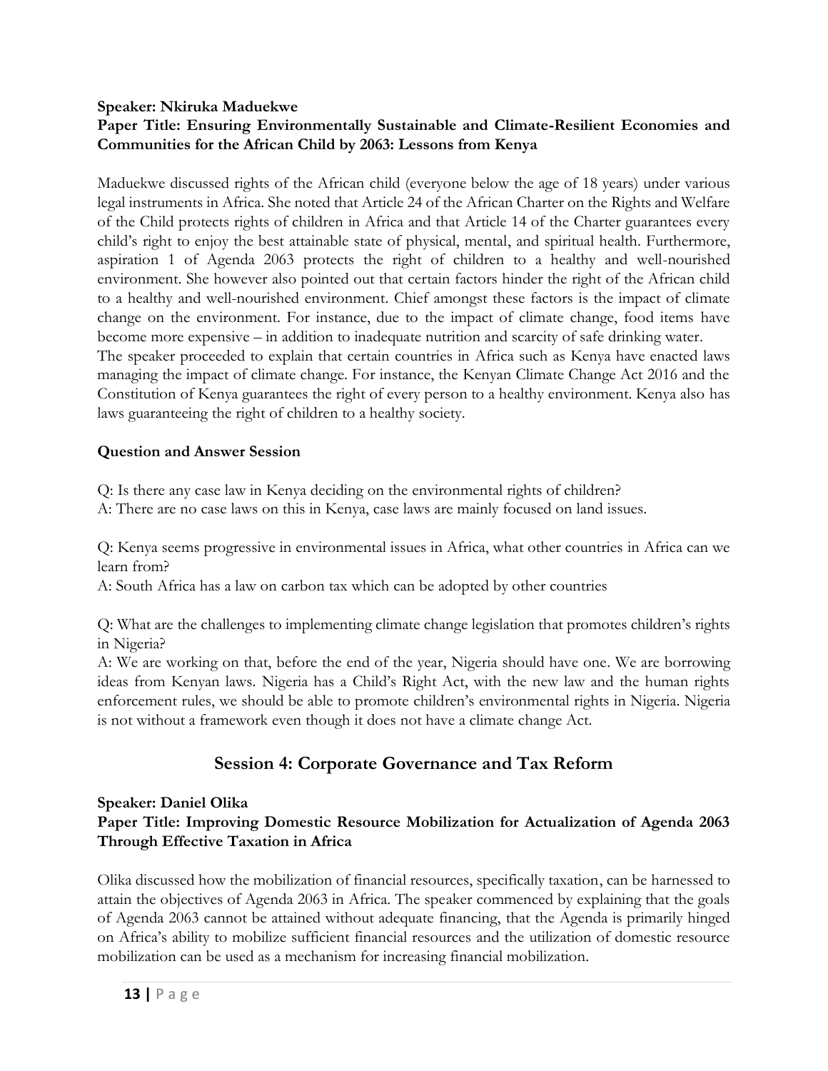**Speaker: Nkiruka Maduekwe**

**Paper Title: Ensuring Environmentally Sustainable and Climate-Resilient Economies and Communities for the African Child by 2063: Lessons from Kenya**

Maduekwe discussed rights of the African child (everyone below the age of 18 years) under various legal instruments in Africa. She noted that Article 24 of the African Charter on the Rights and Welfare of the Child protects rights of children in Africa and that Article 14 of the Charter guarantees every child's right to enjoy the best attainable state of physical, mental, and spiritual health. Furthermore, aspiration 1 of Agenda 2063 protects the right of children to a healthy and well-nourished environment. She however also pointed out that certain factors hinder the right of the African child to a healthy and well-nourished environment. Chief amongst these factors is the impact of climate change on the environment. For instance, due to the impact of climate change, food items have become more expensive – in addition to inadequate nutrition and scarcity of safe drinking water.
The speaker proceeded to explain that certain countries in Africa such as Kenya have enacted laws managing the impact of climate change. For instance, the Kenyan Climate Change Act 2016 and the Constitution of Kenya guarantees the right of every person to a healthy environment. Kenya also has laws guaranteeing the right of children to a healthy society.

**Question and Answer Session**

Q: Is there any case law in Kenya deciding on the environmental rights of children?
A: There are no case laws on this in Kenya, case laws are mainly focused on land issues.

Q: Kenya seems progressive in environmental issues in Africa, what other countries in Africa can we learn from?
A: South Africa has a law on carbon tax which can be adopted by other countries

Q: What are the challenges to implementing climate change legislation that promotes children's rights in Nigeria?
A: We are working on that, before the end of the year, Nigeria should have one. We are borrowing ideas from Kenyan laws. Nigeria has a Child's Right Act, with the new law and the human rights enforcement rules, we should be able to promote children's environmental rights in Nigeria. Nigeria is not without a framework even though it does not have a climate change Act.

## Session 4: Corporate Governance and Tax Reform

**Speaker: Daniel Olika**

**Paper Title: Improving Domestic Resource Mobilization for Actualization of Agenda 2063 Through Effective Taxation in Africa**

Olika discussed how the mobilization of financial resources, specifically taxation, can be harnessed to attain the objectives of Agenda 2063 in Africa. The speaker commenced by explaining that the goals of Agenda 2063 cannot be attained without adequate financing, that the Agenda is primarily hinged on Africa's ability to mobilize sufficient financial resources and the utilization of domestic resource mobilization can be used as a mechanism for increasing financial mobilization.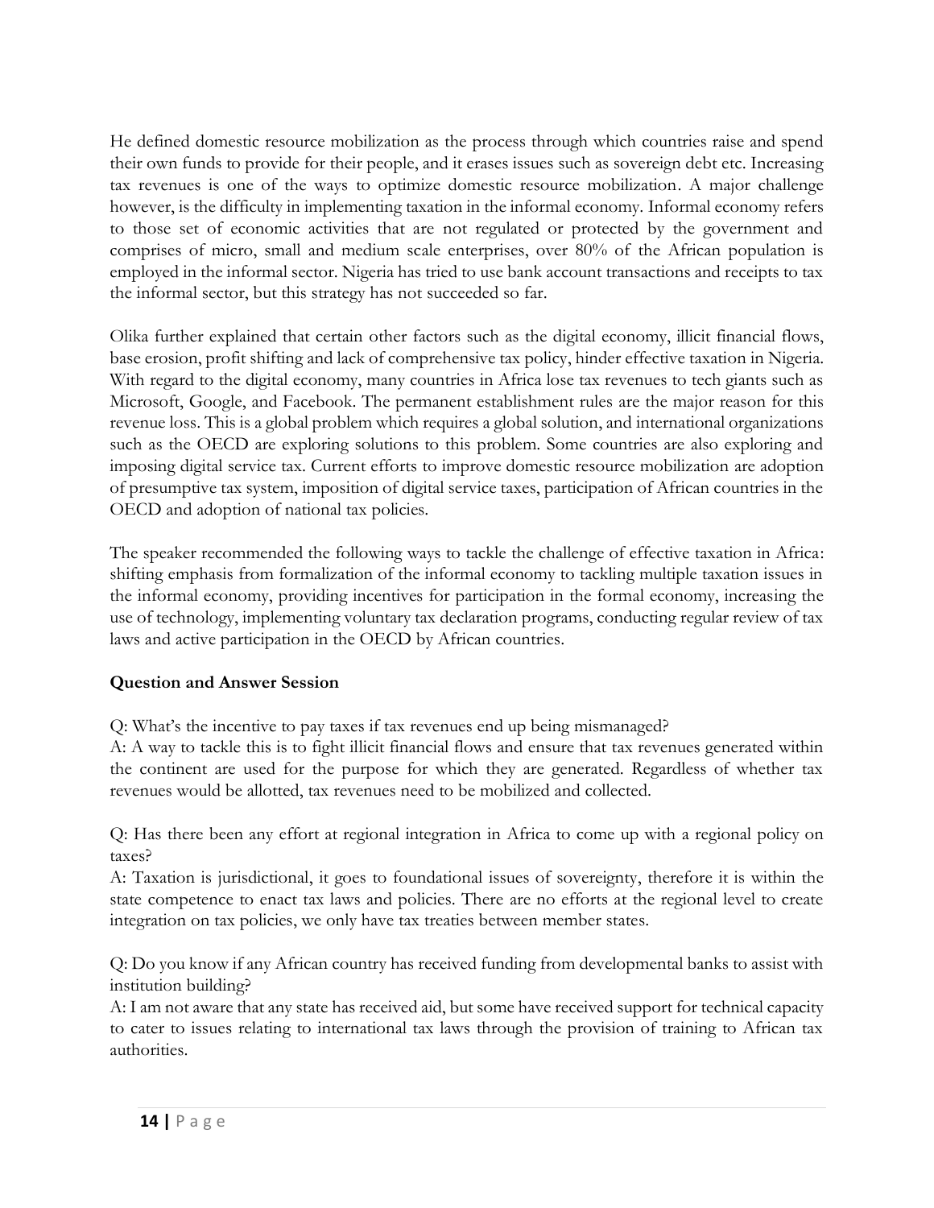He defined domestic resource mobilization as the process through which countries raise and spend their own funds to provide for their people, and it erases issues such as sovereign debt etc. Increasing tax revenues is one of the ways to optimize domestic resource mobilization. A major challenge however, is the difficulty in implementing taxation in the informal economy. Informal economy refers to those set of economic activities that are not regulated or protected by the government and comprises of micro, small and medium scale enterprises, over 80% of the African population is employed in the informal sector. Nigeria has tried to use bank account transactions and receipts to tax the informal sector, but this strategy has not succeeded so far.

Olika further explained that certain other factors such as the digital economy, illicit financial flows, base erosion, profit shifting and lack of comprehensive tax policy, hinder effective taxation in Nigeria. With regard to the digital economy, many countries in Africa lose tax revenues to tech giants such as Microsoft, Google, and Facebook. The permanent establishment rules are the major reason for this revenue loss. This is a global problem which requires a global solution, and international organizations such as the OECD are exploring solutions to this problem. Some countries are also exploring and imposing digital service tax. Current efforts to improve domestic resource mobilization are adoption of presumptive tax system, imposition of digital service taxes, participation of African countries in the OECD and adoption of national tax policies.

The speaker recommended the following ways to tackle the challenge of effective taxation in Africa: shifting emphasis from formalization of the informal economy to tackling multiple taxation issues in the informal economy, providing incentives for participation in the formal economy, increasing the use of technology, implementing voluntary tax declaration programs, conducting regular review of tax laws and active participation in the OECD by African countries.

**Question and Answer Session**

Q: What's the incentive to pay taxes if tax revenues end up being mismanaged?
A: A way to tackle this is to fight illicit financial flows and ensure that tax revenues generated within the continent are used for the purpose for which they are generated. Regardless of whether tax revenues would be allotted, tax revenues need to be mobilized and collected.

Q: Has there been any effort at regional integration in Africa to come up with a regional policy on taxes?
A: Taxation is jurisdictional, it goes to foundational issues of sovereignty, therefore it is within the state competence to enact tax laws and policies. There are no efforts at the regional level to create integration on tax policies, we only have tax treaties between member states.

Q: Do you know if any African country has received funding from developmental banks to assist with institution building?
A: I am not aware that any state has received aid, but some have received support for technical capacity to cater to issues relating to international tax laws through the provision of training to African tax authorities.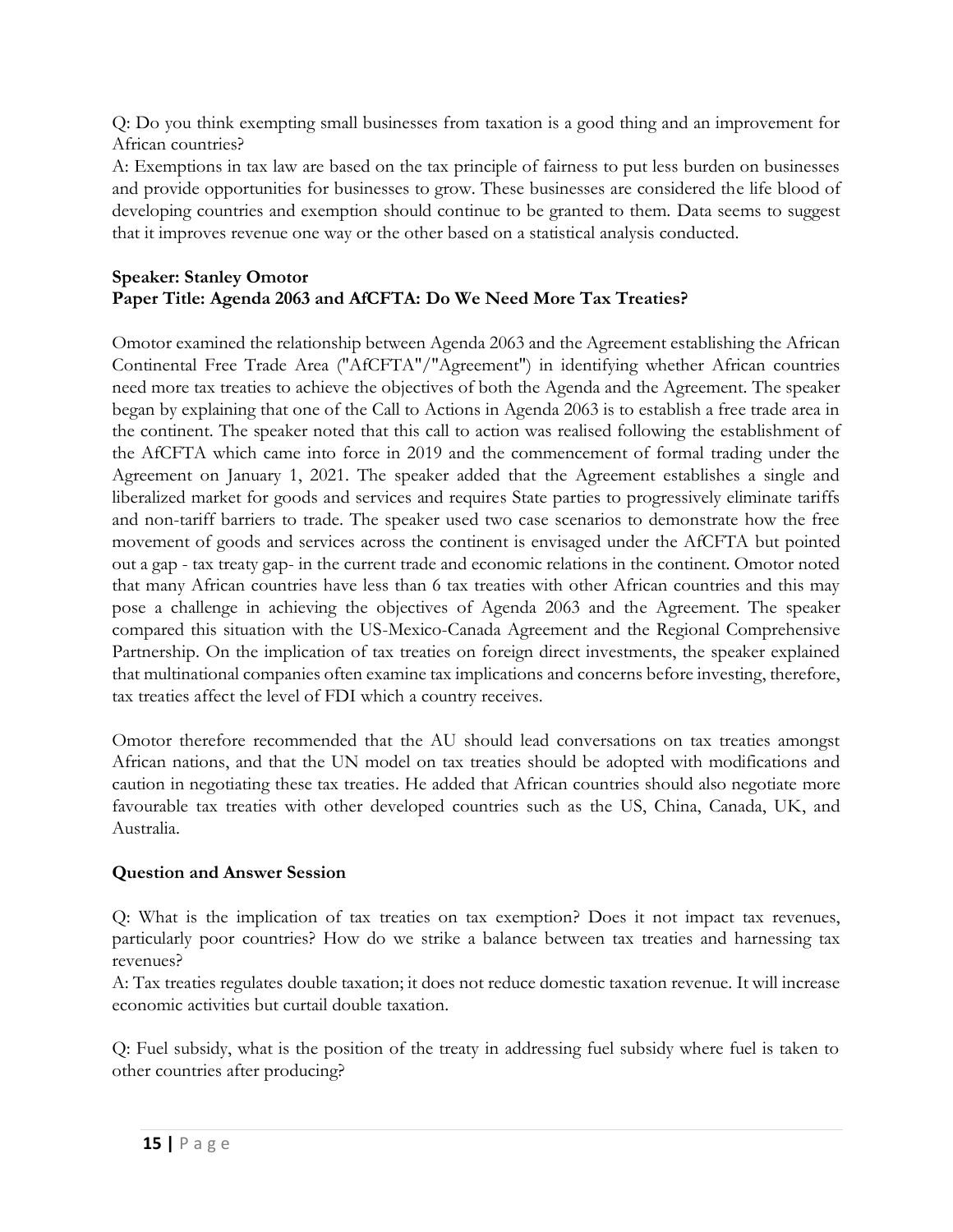Q: Do you think exempting small businesses from taxation is a good thing and an improvement for African countries?

A: Exemptions in tax law are based on the tax principle of fairness to put less burden on businesses and provide opportunities for businesses to grow. These businesses are considered the life blood of developing countries and exemption should continue to be granted to them. Data seems to suggest that it improves revenue one way or the other based on a statistical analysis conducted.

**Speaker: Stanley Omotor**
**Paper Title: Agenda 2063 and AfCFTA: Do We Need More Tax Treaties?**

Omotor examined the relationship between Agenda 2063 and the Agreement establishing the African Continental Free Trade Area ("AfCFTA"/"Agreement") in identifying whether African countries need more tax treaties to achieve the objectives of both the Agenda and the Agreement. The speaker began by explaining that one of the Call to Actions in Agenda 2063 is to establish a free trade area in the continent. The speaker noted that this call to action was realised following the establishment of the AfCFTA which came into force in 2019 and the commencement of formal trading under the Agreement on January 1, 2021. The speaker added that the Agreement establishes a single and liberalized market for goods and services and requires State parties to progressively eliminate tariffs and non-tariff barriers to trade. The speaker used two case scenarios to demonstrate how the free movement of goods and services across the continent is envisaged under the AfCFTA but pointed out a gap - tax treaty gap- in the current trade and economic relations in the continent. Omotor noted that many African countries have less than 6 tax treaties with other African countries and this may pose a challenge in achieving the objectives of Agenda 2063 and the Agreement. The speaker compared this situation with the US-Mexico-Canada Agreement and the Regional Comprehensive Partnership. On the implication of tax treaties on foreign direct investments, the speaker explained that multinational companies often examine tax implications and concerns before investing, therefore, tax treaties affect the level of FDI which a country receives.

Omotor therefore recommended that the AU should lead conversations on tax treaties amongst African nations, and that the UN model on tax treaties should be adopted with modifications and caution in negotiating these tax treaties. He added that African countries should also negotiate more favourable tax treaties with other developed countries such as the US, China, Canada, UK, and Australia.

**Question and Answer Session**

Q: What is the implication of tax treaties on tax exemption? Does it not impact tax revenues, particularly poor countries? How do we strike a balance between tax treaties and harnessing tax revenues?

A: Tax treaties regulates double taxation; it does not reduce domestic taxation revenue. It will increase economic activities but curtail double taxation.

Q: Fuel subsidy, what is the position of the treaty in addressing fuel subsidy where fuel is taken to other countries after producing?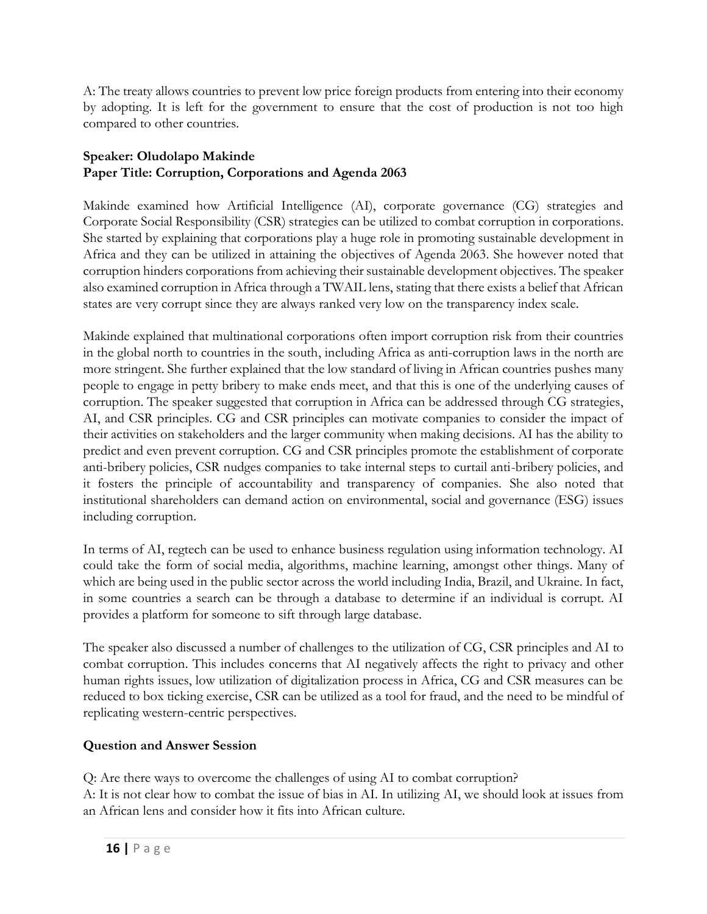A: The treaty allows countries to prevent low price foreign products from entering into their economy by adopting. It is left for the government to ensure that the cost of production is not too high compared to other countries.

**Speaker: Oludolapo Makinde**
**Paper Title: Corruption, Corporations and Agenda 2063**

Makinde examined how Artificial Intelligence (AI), corporate governance (CG) strategies and Corporate Social Responsibility (CSR) strategies can be utilized to combat corruption in corporations. She started by explaining that corporations play a huge role in promoting sustainable development in Africa and they can be utilized in attaining the objectives of Agenda 2063. She however noted that corruption hinders corporations from achieving their sustainable development objectives. The speaker also examined corruption in Africa through a TWAIL lens, stating that there exists a belief that African states are very corrupt since they are always ranked very low on the transparency index scale.

Makinde explained that multinational corporations often import corruption risk from their countries in the global north to countries in the south, including Africa as anti-corruption laws in the north are more stringent. She further explained that the low standard of living in African countries pushes many people to engage in petty bribery to make ends meet, and that this is one of the underlying causes of corruption. The speaker suggested that corruption in Africa can be addressed through CG strategies, AI, and CSR principles. CG and CSR principles can motivate companies to consider the impact of their activities on stakeholders and the larger community when making decisions. AI has the ability to predict and even prevent corruption. CG and CSR principles promote the establishment of corporate anti-bribery policies, CSR nudges companies to take internal steps to curtail anti-bribery policies, and it fosters the principle of accountability and transparency of companies. She also noted that institutional shareholders can demand action on environmental, social and governance (ESG) issues including corruption.

In terms of AI, regtech can be used to enhance business regulation using information technology. AI could take the form of social media, algorithms, machine learning, amongst other things. Many of which are being used in the public sector across the world including India, Brazil, and Ukraine. In fact, in some countries a search can be through a database to determine if an individual is corrupt. AI provides a platform for someone to sift through large database.

The speaker also discussed a number of challenges to the utilization of CG, CSR principles and AI to combat corruption. This includes concerns that AI negatively affects the right to privacy and other human rights issues, low utilization of digitalization process in Africa, CG and CSR measures can be reduced to box ticking exercise, CSR can be utilized as a tool for fraud, and the need to be mindful of replicating western-centric perspectives.

**Question and Answer Session**

Q: Are there ways to overcome the challenges of using AI to combat corruption?
A: It is not clear how to combat the issue of bias in AI. In utilizing AI, we should look at issues from an African lens and consider how it fits into African culture.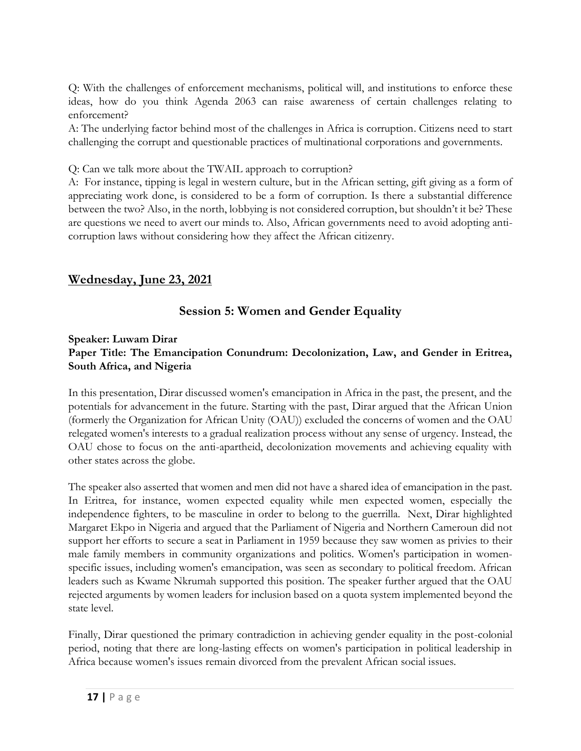Q: With the challenges of enforcement mechanisms, political will, and institutions to enforce these ideas, how do you think Agenda 2063 can raise awareness of certain challenges relating to enforcement?
A: The underlying factor behind most of the challenges in Africa is corruption. Citizens need to start challenging the corrupt and questionable practices of multinational corporations and governments.

Q: Can we talk more about the TWAIL approach to corruption?
A: For instance, tipping is legal in western culture, but in the African setting, gift giving as a form of appreciating work done, is considered to be a form of corruption. Is there a substantial difference between the two? Also, in the north, lobbying is not considered corruption, but shouldn't it be? These are questions we need to avert our minds to. Also, African governments need to avoid adopting anti-corruption laws without considering how they affect the African citizenry.

## Wednesday, June 23, 2021

### Session 5: Women and Gender Equality

**Speaker: Luwam Dirar**
**Paper Title: The Emancipation Conundrum: Decolonization, Law, and Gender in Eritrea, South Africa, and Nigeria**

In this presentation, Dirar discussed women's emancipation in Africa in the past, the present, and the potentials for advancement in the future. Starting with the past, Dirar argued that the African Union (formerly the Organization for African Unity (OAU)) excluded the concerns of women and the OAU relegated women's interests to a gradual realization process without any sense of urgency. Instead, the OAU chose to focus on the anti-apartheid, decolonization movements and achieving equality with other states across the globe.

The speaker also asserted that women and men did not have a shared idea of emancipation in the past. In Eritrea, for instance, women expected equality while men expected women, especially the independence fighters, to be masculine in order to belong to the guerrilla. Next, Dirar highlighted Margaret Ekpo in Nigeria and argued that the Parliament of Nigeria and Northern Cameroun did not support her efforts to secure a seat in Parliament in 1959 because they saw women as privies to their male family members in community organizations and politics. Women's participation in women-specific issues, including women's emancipation, was seen as secondary to political freedom. African leaders such as Kwame Nkrumah supported this position. The speaker further argued that the OAU rejected arguments by women leaders for inclusion based on a quota system implemented beyond the state level.

Finally, Dirar questioned the primary contradiction in achieving gender equality in the post-colonial period, noting that there are long-lasting effects on women's participation in political leadership in Africa because women's issues remain divorced from the prevalent African social issues.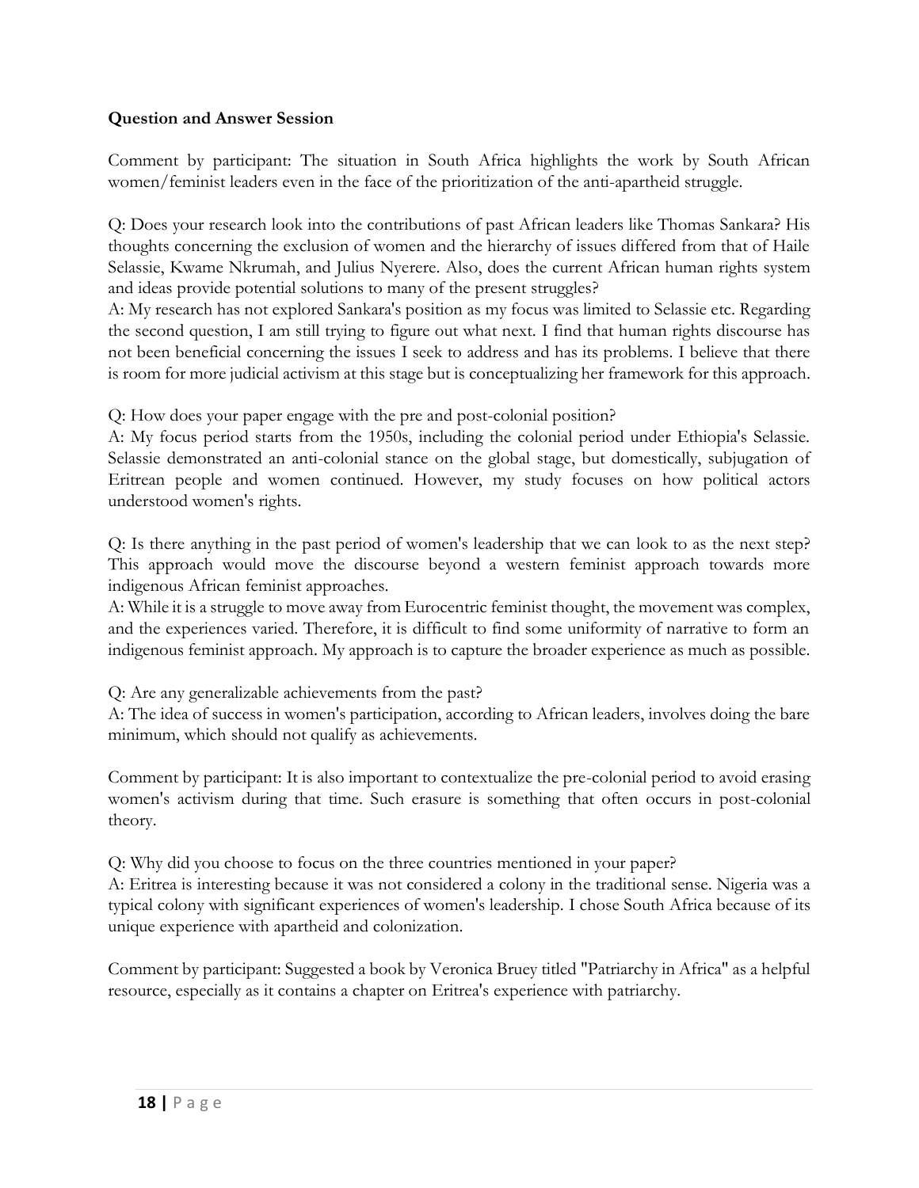**Question and Answer Session**

Comment by participant: The situation in South Africa highlights the work by South African women/feminist leaders even in the face of the prioritization of the anti-apartheid struggle.

Q: Does your research look into the contributions of past African leaders like Thomas Sankara? His thoughts concerning the exclusion of women and the hierarchy of issues differed from that of Haile Selassie, Kwame Nkrumah, and Julius Nyerere. Also, does the current African human rights system and ideas provide potential solutions to many of the present struggles?
A: My research has not explored Sankara's position as my focus was limited to Selassie etc. Regarding the second question, I am still trying to figure out what next. I find that human rights discourse has not been beneficial concerning the issues I seek to address and has its problems. I believe that there is room for more judicial activism at this stage but is conceptualizing her framework for this approach.

Q: How does your paper engage with the pre and post-colonial position?
A: My focus period starts from the 1950s, including the colonial period under Ethiopia's Selassie. Selassie demonstrated an anti-colonial stance on the global stage, but domestically, subjugation of Eritrean people and women continued. However, my study focuses on how political actors understood women's rights.

Q: Is there anything in the past period of women's leadership that we can look to as the next step? This approach would move the discourse beyond a western feminist approach towards more indigenous African feminist approaches.
A: While it is a struggle to move away from Eurocentric feminist thought, the movement was complex, and the experiences varied. Therefore, it is difficult to find some uniformity of narrative to form an indigenous feminist approach. My approach is to capture the broader experience as much as possible.

Q: Are any generalizable achievements from the past?
A: The idea of success in women's participation, according to African leaders, involves doing the bare minimum, which should not qualify as achievements.

Comment by participant: It is also important to contextualize the pre-colonial period to avoid erasing women's activism during that time. Such erasure is something that often occurs in post-colonial theory.

Q: Why did you choose to focus on the three countries mentioned in your paper?
A: Eritrea is interesting because it was not considered a colony in the traditional sense. Nigeria was a typical colony with significant experiences of women's leadership. I chose South Africa because of its unique experience with apartheid and colonization.

Comment by participant: Suggested a book by Veronica Bruey titled "Patriarchy in Africa" as a helpful resource, especially as it contains a chapter on Eritrea's experience with patriarchy.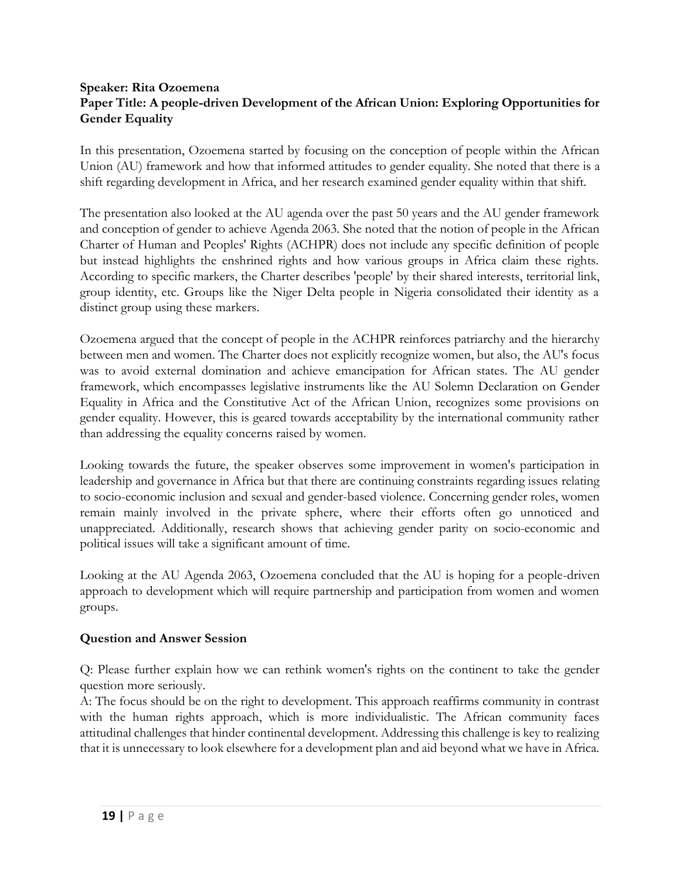**Speaker: Rita Ozoemena**
**Paper Title: A people-driven Development of the African Union: Exploring Opportunities for Gender Equality**

In this presentation, Ozoemena started by focusing on the conception of people within the African Union (AU) framework and how that informed attitudes to gender equality. She noted that there is a shift regarding development in Africa, and her research examined gender equality within that shift.

The presentation also looked at the AU agenda over the past 50 years and the AU gender framework and conception of gender to achieve Agenda 2063. She noted that the notion of people in the African Charter of Human and Peoples' Rights (ACHPR) does not include any specific definition of people but instead highlights the enshrined rights and how various groups in Africa claim these rights. According to specific markers, the Charter describes 'people' by their shared interests, territorial link, group identity, etc. Groups like the Niger Delta people in Nigeria consolidated their identity as a distinct group using these markers.

Ozoemena argued that the concept of people in the ACHPR reinforces patriarchy and the hierarchy between men and women. The Charter does not explicitly recognize women, but also, the AU's focus was to avoid external domination and achieve emancipation for African states. The AU gender framework, which encompasses legislative instruments like the AU Solemn Declaration on Gender Equality in Africa and the Constitutive Act of the African Union, recognizes some provisions on gender equality. However, this is geared towards acceptability by the international community rather than addressing the equality concerns raised by women.

Looking towards the future, the speaker observes some improvement in women's participation in leadership and governance in Africa but that there are continuing constraints regarding issues relating to socio-economic inclusion and sexual and gender-based violence. Concerning gender roles, women remain mainly involved in the private sphere, where their efforts often go unnoticed and unappreciated. Additionally, research shows that achieving gender parity on socio-economic and political issues will take a significant amount of time.

Looking at the AU Agenda 2063, Ozoemena concluded that the AU is hoping for a people-driven approach to development which will require partnership and participation from women and women groups.

**Question and Answer Session**

Q: Please further explain how we can rethink women's rights on the continent to take the gender question more seriously.
A: The focus should be on the right to development. This approach reaffirms community in contrast with the human rights approach, which is more individualistic. The African community faces attitudinal challenges that hinder continental development. Addressing this challenge is key to realizing that it is unnecessary to look elsewhere for a development plan and aid beyond what we have in Africa.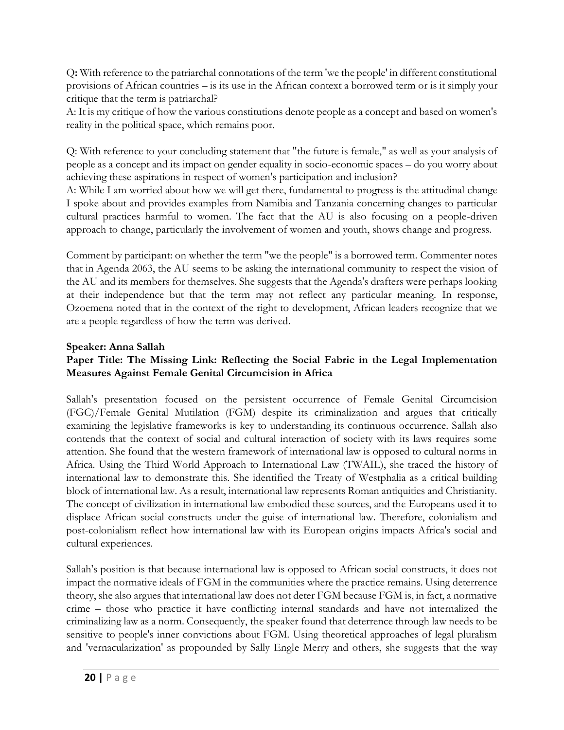Q**:** With reference to the patriarchal connotations of the term 'we the people' in different constitutional provisions of African countries – is its use in the African context a borrowed term or is it simply your critique that the term is patriarchal?
A: It is my critique of how the various constitutions denote people as a concept and based on women's reality in the political space, which remains poor.

Q: With reference to your concluding statement that "the future is female," as well as your analysis of people as a concept and its impact on gender equality in socio-economic spaces – do you worry about achieving these aspirations in respect of women's participation and inclusion?
A: While I am worried about how we will get there, fundamental to progress is the attitudinal change I spoke about and provides examples from Namibia and Tanzania concerning changes to particular cultural practices harmful to women. The fact that the AU is also focusing on a people-driven approach to change, particularly the involvement of women and youth, shows change and progress.

Comment by participant: on whether the term "we the people" is a borrowed term. Commenter notes that in Agenda 2063, the AU seems to be asking the international community to respect the vision of the AU and its members for themselves. She suggests that the Agenda's drafters were perhaps looking at their independence but that the term may not reflect any particular meaning. In response, Ozoemena noted that in the context of the right to development, African leaders recognize that we are a people regardless of how the term was derived.

**Speaker: Anna Sallah**
**Paper Title: The Missing Link: Reflecting the Social Fabric in the Legal Implementation Measures Against Female Genital Circumcision in Africa**

Sallah's presentation focused on the persistent occurrence of Female Genital Circumcision (FGC)/Female Genital Mutilation (FGM) despite its criminalization and argues that critically examining the legislative frameworks is key to understanding its continuous occurrence. Sallah also contends that the context of social and cultural interaction of society with its laws requires some attention. She found that the western framework of international law is opposed to cultural norms in Africa. Using the Third World Approach to International Law (TWAIL), she traced the history of international law to demonstrate this. She identified the Treaty of Westphalia as a critical building block of international law. As a result, international law represents Roman antiquities and Christianity. The concept of civilization in international law embodied these sources, and the Europeans used it to displace African social constructs under the guise of international law. Therefore, colonialism and post-colonialism reflect how international law with its European origins impacts Africa's social and cultural experiences.

Sallah's position is that because international law is opposed to African social constructs, it does not impact the normative ideals of FGM in the communities where the practice remains. Using deterrence theory, she also argues that international law does not deter FGM because FGM is, in fact, a normative crime – those who practice it have conflicting internal standards and have not internalized the criminalizing law as a norm. Consequently, the speaker found that deterrence through law needs to be sensitive to people's inner convictions about FGM. Using theoretical approaches of legal pluralism and 'vernacularization' as propounded by Sally Engle Merry and others, she suggests that the way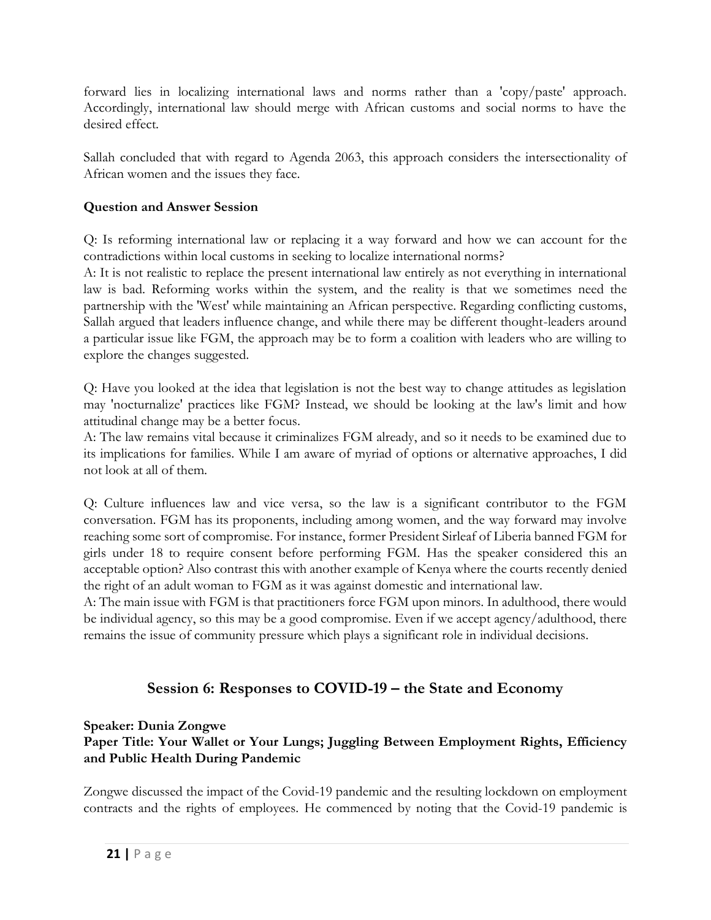forward lies in localizing international laws and norms rather than a 'copy/paste' approach. Accordingly, international law should merge with African customs and social norms to have the desired effect.

Sallah concluded that with regard to Agenda 2063, this approach considers the intersectionality of African women and the issues they face.

**Question and Answer Session**

Q: Is reforming international law or replacing it a way forward and how we can account for the contradictions within local customs in seeking to localize international norms?
A: It is not realistic to replace the present international law entirely as not everything in international law is bad. Reforming works within the system, and the reality is that we sometimes need the partnership with the 'West' while maintaining an African perspective. Regarding conflicting customs, Sallah argued that leaders influence change, and while there may be different thought-leaders around a particular issue like FGM, the approach may be to form a coalition with leaders who are willing to explore the changes suggested.

Q: Have you looked at the idea that legislation is not the best way to change attitudes as legislation may 'nocturnalize' practices like FGM? Instead, we should be looking at the law's limit and how attitudinal change may be a better focus.
A: The law remains vital because it criminalizes FGM already, and so it needs to be examined due to its implications for families. While I am aware of myriad of options or alternative approaches, I did not look at all of them.

Q: Culture influences law and vice versa, so the law is a significant contributor to the FGM conversation. FGM has its proponents, including among women, and the way forward may involve reaching some sort of compromise. For instance, former President Sirleaf of Liberia banned FGM for girls under 18 to require consent before performing FGM. Has the speaker considered this an acceptable option? Also contrast this with another example of Kenya where the courts recently denied the right of an adult woman to FGM as it was against domestic and international law.
A: The main issue with FGM is that practitioners force FGM upon minors. In adulthood, there would be individual agency, so this may be a good compromise. Even if we accept agency/adulthood, there remains the issue of community pressure which plays a significant role in individual decisions.

## Session 6: Responses to COVID-19 – the State and Economy

**Speaker: Dunia Zongwe**
**Paper Title: Your Wallet or Your Lungs; Juggling Between Employment Rights, Efficiency and Public Health During Pandemic**

Zongwe discussed the impact of the Covid-19 pandemic and the resulting lockdown on employment contracts and the rights of employees. He commenced by noting that the Covid-19 pandemic is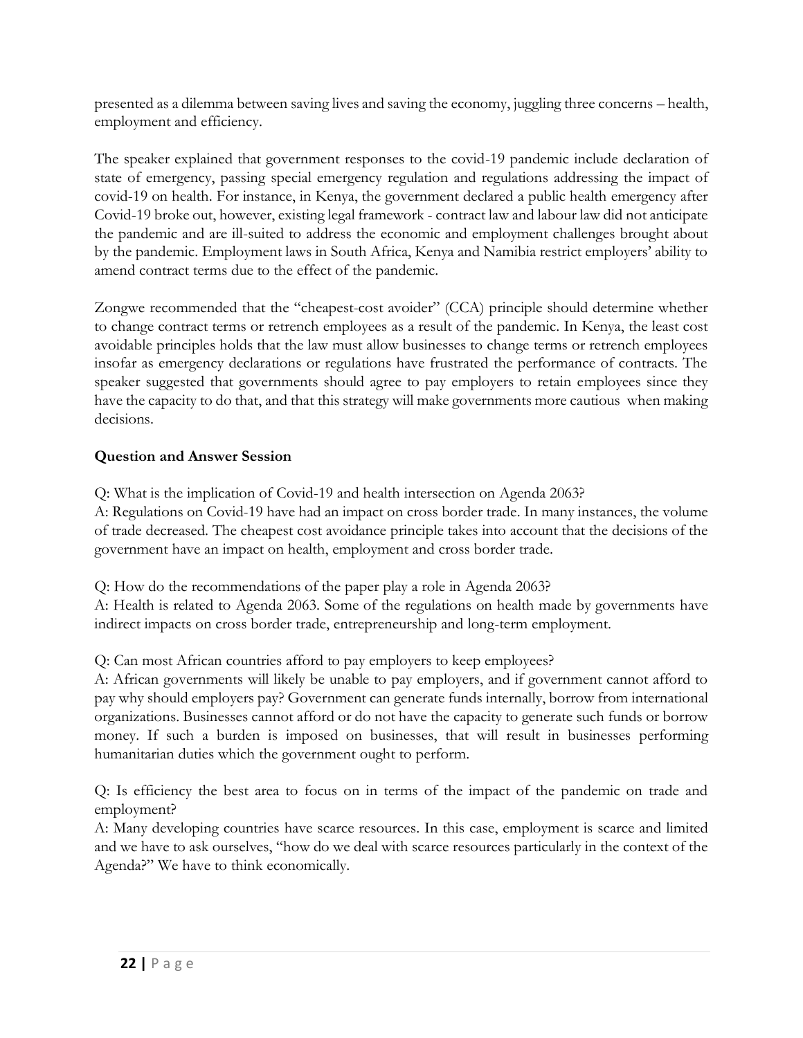presented as a dilemma between saving lives and saving the economy, juggling three concerns – health, employment and efficiency.

The speaker explained that government responses to the covid-19 pandemic include declaration of state of emergency, passing special emergency regulation and regulations addressing the impact of covid-19 on health. For instance, in Kenya, the government declared a public health emergency after Covid-19 broke out, however, existing legal framework - contract law and labour law did not anticipate the pandemic and are ill-suited to address the economic and employment challenges brought about by the pandemic. Employment laws in South Africa, Kenya and Namibia restrict employers' ability to amend contract terms due to the effect of the pandemic.

Zongwe recommended that the "cheapest-cost avoider" (CCA) principle should determine whether to change contract terms or retrench employees as a result of the pandemic. In Kenya, the least cost avoidable principles holds that the law must allow businesses to change terms or retrench employees insofar as emergency declarations or regulations have frustrated the performance of contracts. The speaker suggested that governments should agree to pay employers to retain employees since they have the capacity to do that, and that this strategy will make governments more cautious when making decisions.

**Question and Answer Session**

Q: What is the implication of Covid-19 and health intersection on Agenda 2063?
A: Regulations on Covid-19 have had an impact on cross border trade. In many instances, the volume of trade decreased. The cheapest cost avoidance principle takes into account that the decisions of the government have an impact on health, employment and cross border trade.

Q: How do the recommendations of the paper play a role in Agenda 2063?
A: Health is related to Agenda 2063. Some of the regulations on health made by governments have indirect impacts on cross border trade, entrepreneurship and long-term employment.

Q: Can most African countries afford to pay employers to keep employees?
A: African governments will likely be unable to pay employers, and if government cannot afford to pay why should employers pay? Government can generate funds internally, borrow from international organizations. Businesses cannot afford or do not have the capacity to generate such funds or borrow money. If such a burden is imposed on businesses, that will result in businesses performing humanitarian duties which the government ought to perform.

Q: Is efficiency the best area to focus on in terms of the impact of the pandemic on trade and employment?
A: Many developing countries have scarce resources. In this case, employment is scarce and limited and we have to ask ourselves, "how do we deal with scarce resources particularly in the context of the Agenda?" We have to think economically.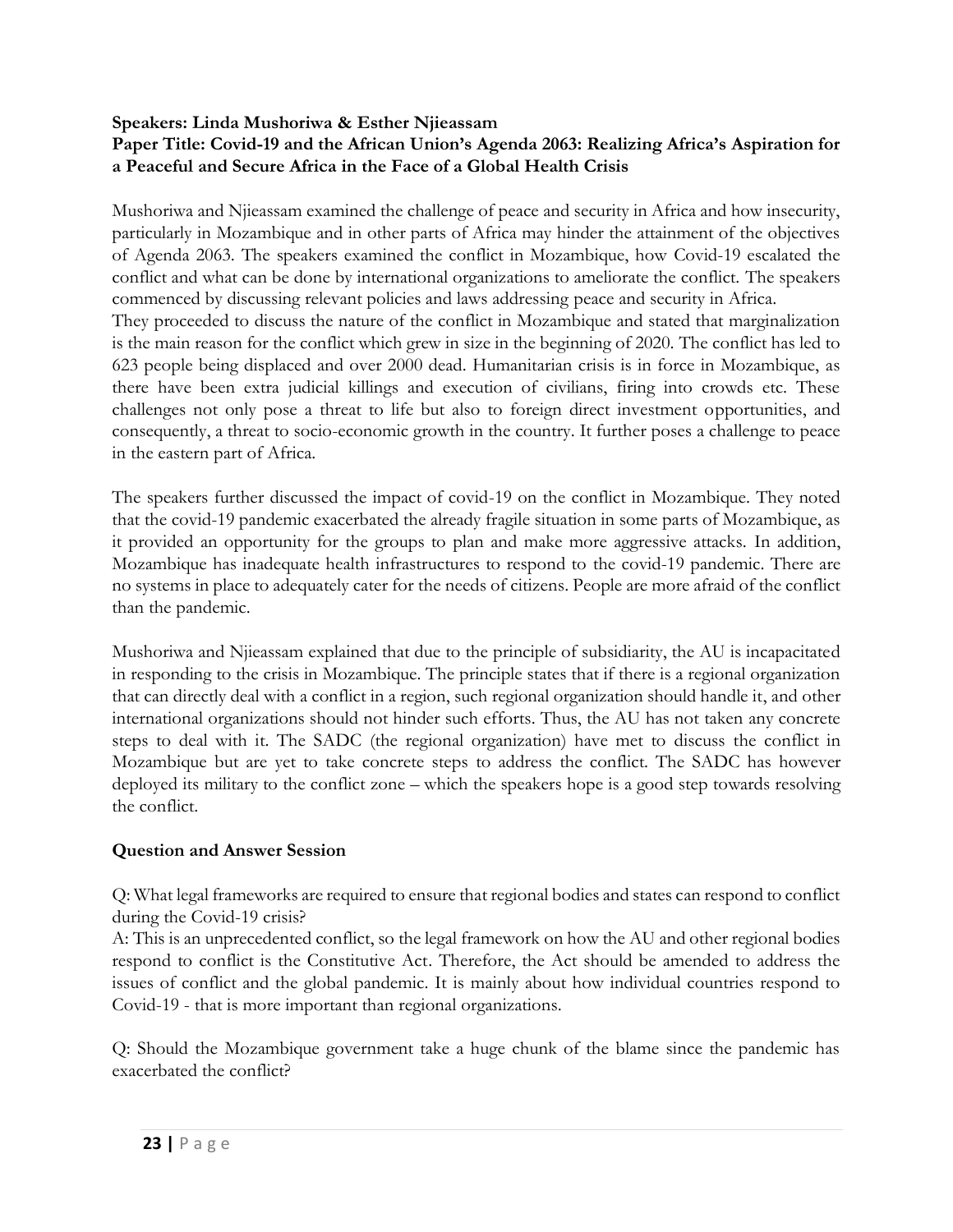**Speakers: Linda Mushoriwa & Esther Njieassam**

**Paper Title: Covid-19 and the African Union's Agenda 2063: Realizing Africa's Aspiration for a Peaceful and Secure Africa in the Face of a Global Health Crisis**

Mushoriwa and Njieassam examined the challenge of peace and security in Africa and how insecurity, particularly in Mozambique and in other parts of Africa may hinder the attainment of the objectives of Agenda 2063. The speakers examined the conflict in Mozambique, how Covid-19 escalated the conflict and what can be done by international organizations to ameliorate the conflict. The speakers commenced by discussing relevant policies and laws addressing peace and security in Africa.

They proceeded to discuss the nature of the conflict in Mozambique and stated that marginalization is the main reason for the conflict which grew in size in the beginning of 2020. The conflict has led to 623 people being displaced and over 2000 dead. Humanitarian crisis is in force in Mozambique, as there have been extra judicial killings and execution of civilians, firing into crowds etc. These challenges not only pose a threat to life but also to foreign direct investment opportunities, and consequently, a threat to socio-economic growth in the country. It further poses a challenge to peace in the eastern part of Africa.

The speakers further discussed the impact of covid-19 on the conflict in Mozambique. They noted that the covid-19 pandemic exacerbated the already fragile situation in some parts of Mozambique, as it provided an opportunity for the groups to plan and make more aggressive attacks. In addition, Mozambique has inadequate health infrastructures to respond to the covid-19 pandemic. There are no systems in place to adequately cater for the needs of citizens. People are more afraid of the conflict than the pandemic.

Mushoriwa and Njieassam explained that due to the principle of subsidiarity, the AU is incapacitated in responding to the crisis in Mozambique. The principle states that if there is a regional organization that can directly deal with a conflict in a region, such regional organization should handle it, and other international organizations should not hinder such efforts. Thus, the AU has not taken any concrete steps to deal with it. The SADC (the regional organization) have met to discuss the conflict in Mozambique but are yet to take concrete steps to address the conflict. The SADC has however deployed its military to the conflict zone – which the speakers hope is a good step towards resolving the conflict.

**Question and Answer Session**

Q: What legal frameworks are required to ensure that regional bodies and states can respond to conflict during the Covid-19 crisis?

A: This is an unprecedented conflict, so the legal framework on how the AU and other regional bodies respond to conflict is the Constitutive Act. Therefore, the Act should be amended to address the issues of conflict and the global pandemic. It is mainly about how individual countries respond to Covid-19 - that is more important than regional organizations.

Q: Should the Mozambique government take a huge chunk of the blame since the pandemic has exacerbated the conflict?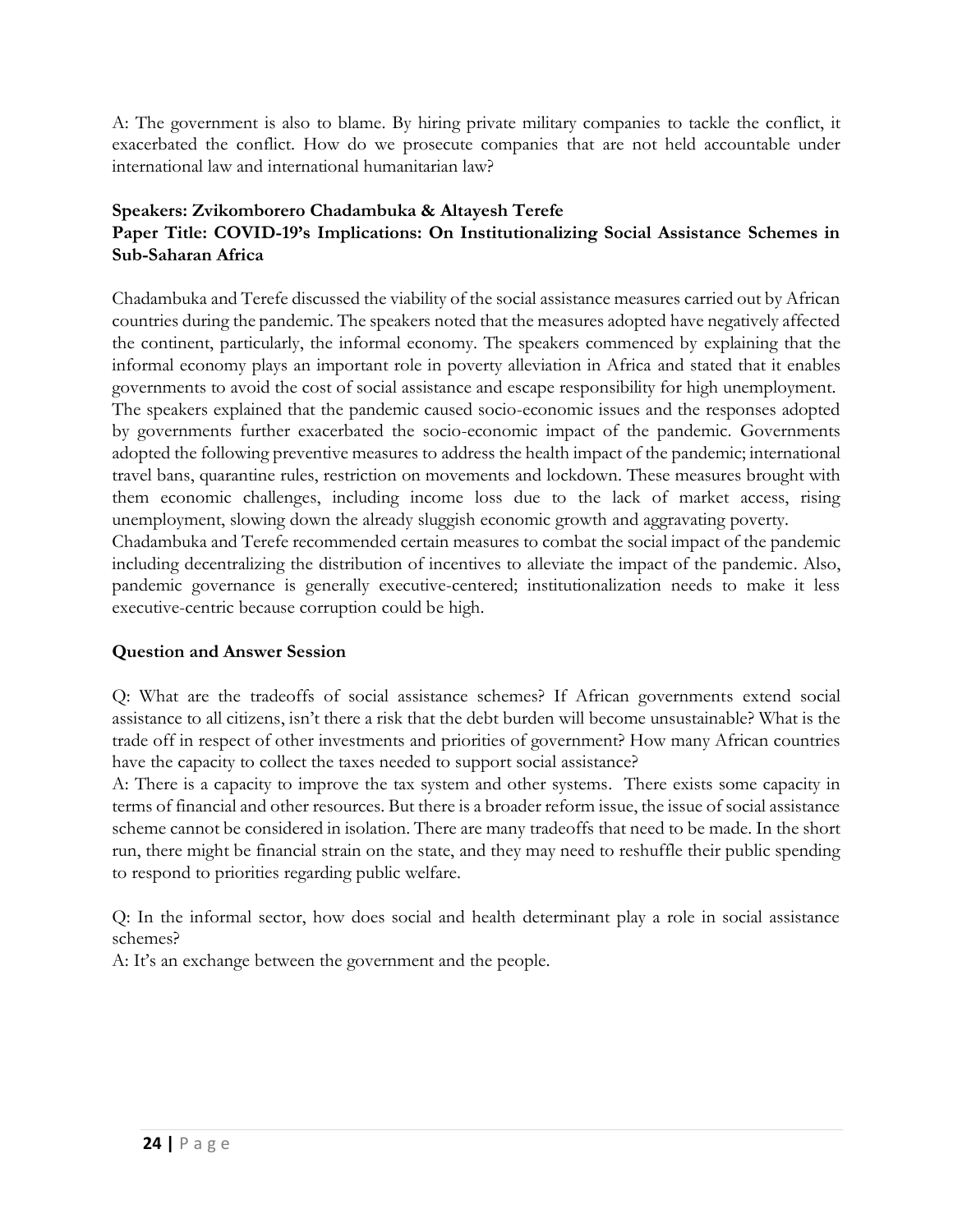A: The government is also to blame. By hiring private military companies to tackle the conflict, it exacerbated the conflict. How do we prosecute companies that are not held accountable under international law and international humanitarian law?

**Speakers: Zvikomborero Chadambuka & Altayesh Terefe**
**Paper Title: COVID-19's Implications: On Institutionalizing Social Assistance Schemes in Sub-Saharan Africa**

Chadambuka and Terefe discussed the viability of the social assistance measures carried out by African countries during the pandemic. The speakers noted that the measures adopted have negatively affected the continent, particularly, the informal economy. The speakers commenced by explaining that the informal economy plays an important role in poverty alleviation in Africa and stated that it enables governments to avoid the cost of social assistance and escape responsibility for high unemployment. The speakers explained that the pandemic caused socio-economic issues and the responses adopted by governments further exacerbated the socio-economic impact of the pandemic. Governments adopted the following preventive measures to address the health impact of the pandemic; international travel bans, quarantine rules, restriction on movements and lockdown. These measures brought with them economic challenges, including income loss due to the lack of market access, rising unemployment, slowing down the already sluggish economic growth and aggravating poverty.
Chadambuka and Terefe recommended certain measures to combat the social impact of the pandemic including decentralizing the distribution of incentives to alleviate the impact of the pandemic. Also, pandemic governance is generally executive-centered; institutionalization needs to make it less executive-centric because corruption could be high.

**Question and Answer Session**

Q: What are the tradeoffs of social assistance schemes? If African governments extend social assistance to all citizens, isn't there a risk that the debt burden will become unsustainable? What is the trade off in respect of other investments and priorities of government? How many African countries have the capacity to collect the taxes needed to support social assistance?
A: There is a capacity to improve the tax system and other systems. There exists some capacity in terms of financial and other resources. But there is a broader reform issue, the issue of social assistance scheme cannot be considered in isolation. There are many tradeoffs that need to be made. In the short run, there might be financial strain on the state, and they may need to reshuffle their public spending to respond to priorities regarding public welfare.

Q: In the informal sector, how does social and health determinant play a role in social assistance schemes?
A: It's an exchange between the government and the people.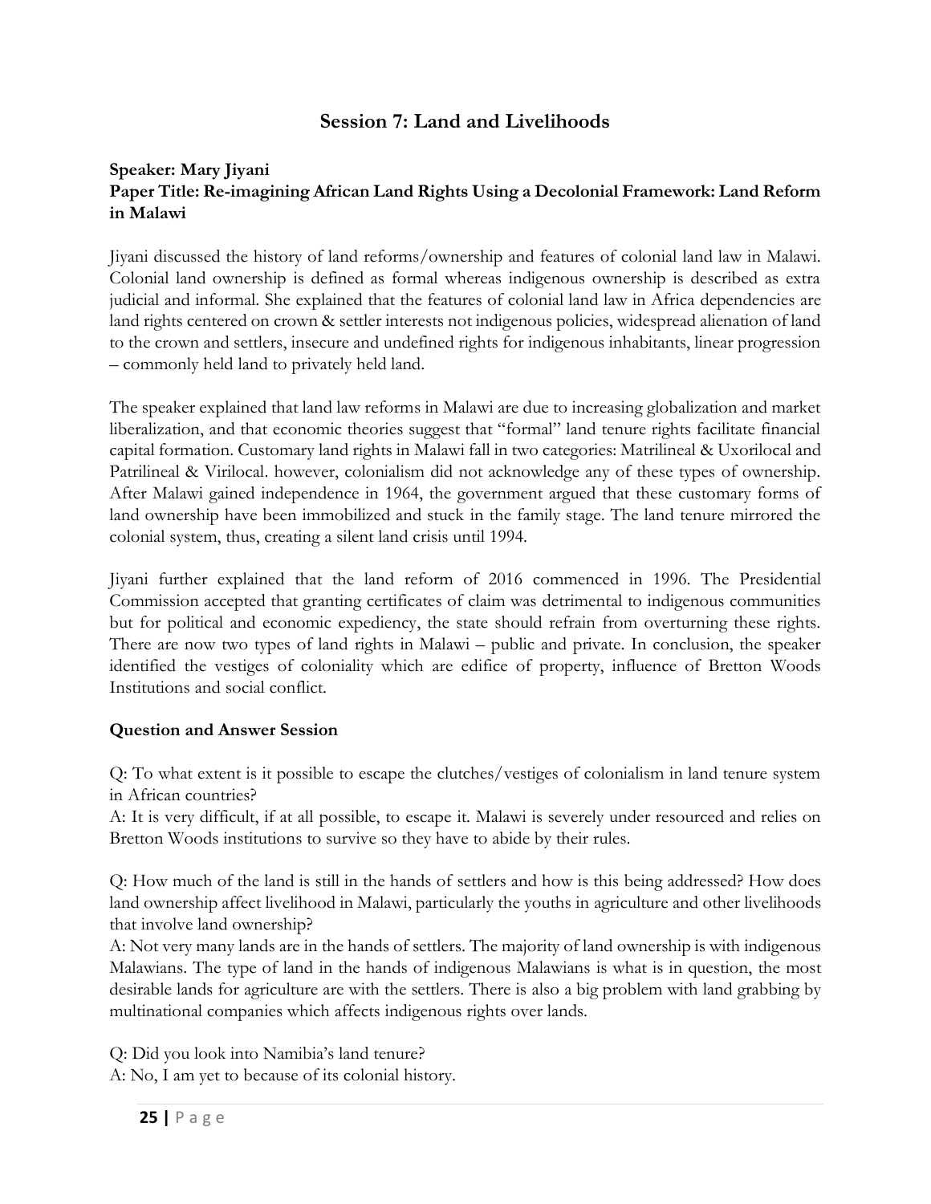## Session 7: Land and Livelihoods

**Speaker: Mary Jiyani**
**Paper Title: Re-imagining African Land Rights Using a Decolonial Framework: Land Reform in Malawi**

Jiyani discussed the history of land reforms/ownership and features of colonial land law in Malawi. Colonial land ownership is defined as formal whereas indigenous ownership is described as extra judicial and informal. She explained that the features of colonial land law in Africa dependencies are land rights centered on crown & settler interests not indigenous policies, widespread alienation of land to the crown and settlers, insecure and undefined rights for indigenous inhabitants, linear progression – commonly held land to privately held land.

The speaker explained that land law reforms in Malawi are due to increasing globalization and market liberalization, and that economic theories suggest that "formal" land tenure rights facilitate financial capital formation. Customary land rights in Malawi fall in two categories: Matrilineal & Uxorilocal and Patrilineal & Virilocal. however, colonialism did not acknowledge any of these types of ownership. After Malawi gained independence in 1964, the government argued that these customary forms of land ownership have been immobilized and stuck in the family stage. The land tenure mirrored the colonial system, thus, creating a silent land crisis until 1994.

Jiyani further explained that the land reform of 2016 commenced in 1996. The Presidential Commission accepted that granting certificates of claim was detrimental to indigenous communities but for political and economic expediency, the state should refrain from overturning these rights. There are now two types of land rights in Malawi – public and private. In conclusion, the speaker identified the vestiges of coloniality which are edifice of property, influence of Bretton Woods Institutions and social conflict.

### Question and Answer Session

Q: To what extent is it possible to escape the clutches/vestiges of colonialism in land tenure system in African countries?
A: It is very difficult, if at all possible, to escape it. Malawi is severely under resourced and relies on Bretton Woods institutions to survive so they have to abide by their rules.

Q: How much of the land is still in the hands of settlers and how is this being addressed? How does land ownership affect livelihood in Malawi, particularly the youths in agriculture and other livelihoods that involve land ownership?
A: Not very many lands are in the hands of settlers. The majority of land ownership is with indigenous Malawians. The type of land in the hands of indigenous Malawians is what is in question, the most desirable lands for agriculture are with the settlers. There is also a big problem with land grabbing by multinational companies which affects indigenous rights over lands.

Q: Did you look into Namibia's land tenure?
A: No, I am yet to because of its colonial history.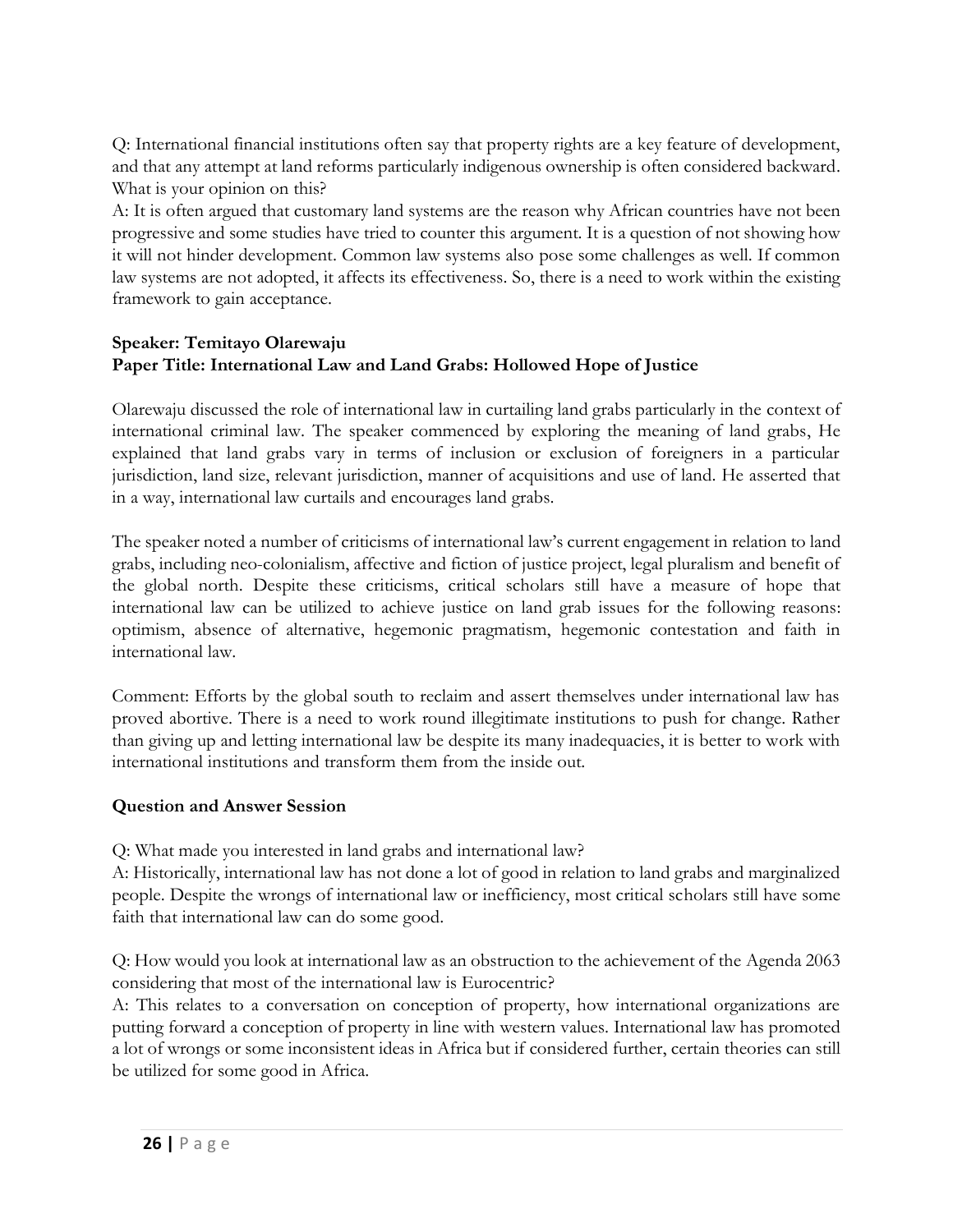Q: International financial institutions often say that property rights are a key feature of development, and that any attempt at land reforms particularly indigenous ownership is often considered backward. What is your opinion on this?
A: It is often argued that customary land systems are the reason why African countries have not been progressive and some studies have tried to counter this argument. It is a question of not showing how it will not hinder development. Common law systems also pose some challenges as well. If common law systems are not adopted, it affects its effectiveness. So, there is a need to work within the existing framework to gain acceptance.

**Speaker: Temitayo Olarewaju**
**Paper Title: International Law and Land Grabs: Hollowed Hope of Justice**

Olarewaju discussed the role of international law in curtailing land grabs particularly in the context of international criminal law. The speaker commenced by exploring the meaning of land grabs, He explained that land grabs vary in terms of inclusion or exclusion of foreigners in a particular jurisdiction, land size, relevant jurisdiction, manner of acquisitions and use of land. He asserted that in a way, international law curtails and encourages land grabs.

The speaker noted a number of criticisms of international law's current engagement in relation to land grabs, including neo-colonialism, affective and fiction of justice project, legal pluralism and benefit of the global north. Despite these criticisms, critical scholars still have a measure of hope that international law can be utilized to achieve justice on land grab issues for the following reasons: optimism, absence of alternative, hegemonic pragmatism, hegemonic contestation and faith in international law.

Comment: Efforts by the global south to reclaim and assert themselves under international law has proved abortive. There is a need to work round illegitimate institutions to push for change. Rather than giving up and letting international law be despite its many inadequacies, it is better to work with international institutions and transform them from the inside out.

**Question and Answer Session**

Q: What made you interested in land grabs and international law?
A: Historically, international law has not done a lot of good in relation to land grabs and marginalized people. Despite the wrongs of international law or inefficiency, most critical scholars still have some faith that international law can do some good.

Q: How would you look at international law as an obstruction to the achievement of the Agenda 2063 considering that most of the international law is Eurocentric?
A: This relates to a conversation on conception of property, how international organizations are putting forward a conception of property in line with western values. International law has promoted a lot of wrongs or some inconsistent ideas in Africa but if considered further, certain theories can still be utilized for some good in Africa.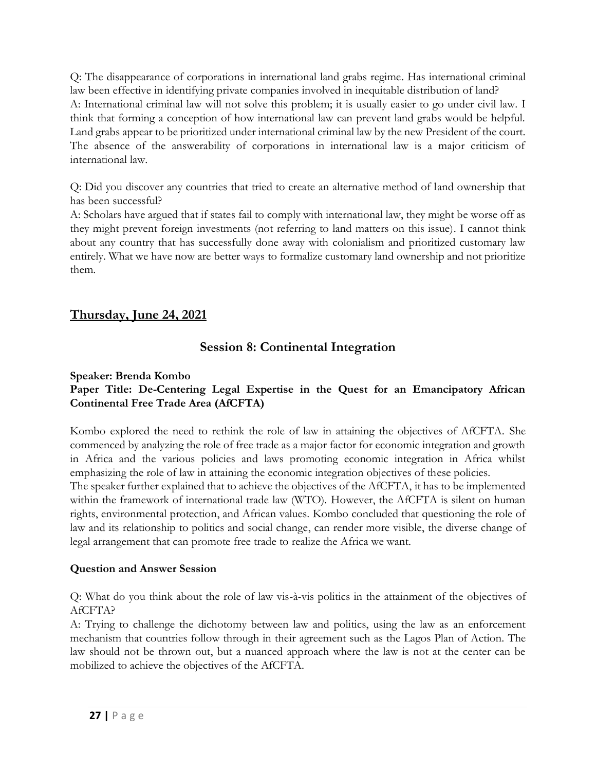Q: The disappearance of corporations in international land grabs regime. Has international criminal law been effective in identifying private companies involved in inequitable distribution of land?

A: International criminal law will not solve this problem; it is usually easier to go under civil law. I think that forming a conception of how international law can prevent land grabs would be helpful. Land grabs appear to be prioritized under international criminal law by the new President of the court. The absence of the answerability of corporations in international law is a major criticism of international law.

Q: Did you discover any countries that tried to create an alternative method of land ownership that has been successful?

A: Scholars have argued that if states fail to comply with international law, they might be worse off as they might prevent foreign investments (not referring to land matters on this issue). I cannot think about any country that has successfully done away with colonialism and prioritized customary law entirely. What we have now are better ways to formalize customary land ownership and not prioritize them.

## Thursday, June 24, 2021

### Session 8: Continental Integration

**Speaker: Brenda Kombo**

**Paper Title: De-Centering Legal Expertise in the Quest for an Emancipatory African Continental Free Trade Area (AfCFTA)**

Kombo explored the need to rethink the role of law in attaining the objectives of AfCFTA. She commenced by analyzing the role of free trade as a major factor for economic integration and growth in Africa and the various policies and laws promoting economic integration in Africa whilst emphasizing the role of law in attaining the economic integration objectives of these policies.

The speaker further explained that to achieve the objectives of the AfCFTA, it has to be implemented within the framework of international trade law (WTO). However, the AfCFTA is silent on human rights, environmental protection, and African values. Kombo concluded that questioning the role of law and its relationship to politics and social change, can render more visible, the diverse change of legal arrangement that can promote free trade to realize the Africa we want.

**Question and Answer Session**

Q: What do you think about the role of law vis-à-vis politics in the attainment of the objectives of AfCFTA?

A: Trying to challenge the dichotomy between law and politics, using the law as an enforcement mechanism that countries follow through in their agreement such as the Lagos Plan of Action. The law should not be thrown out, but a nuanced approach where the law is not at the center can be mobilized to achieve the objectives of the AfCFTA.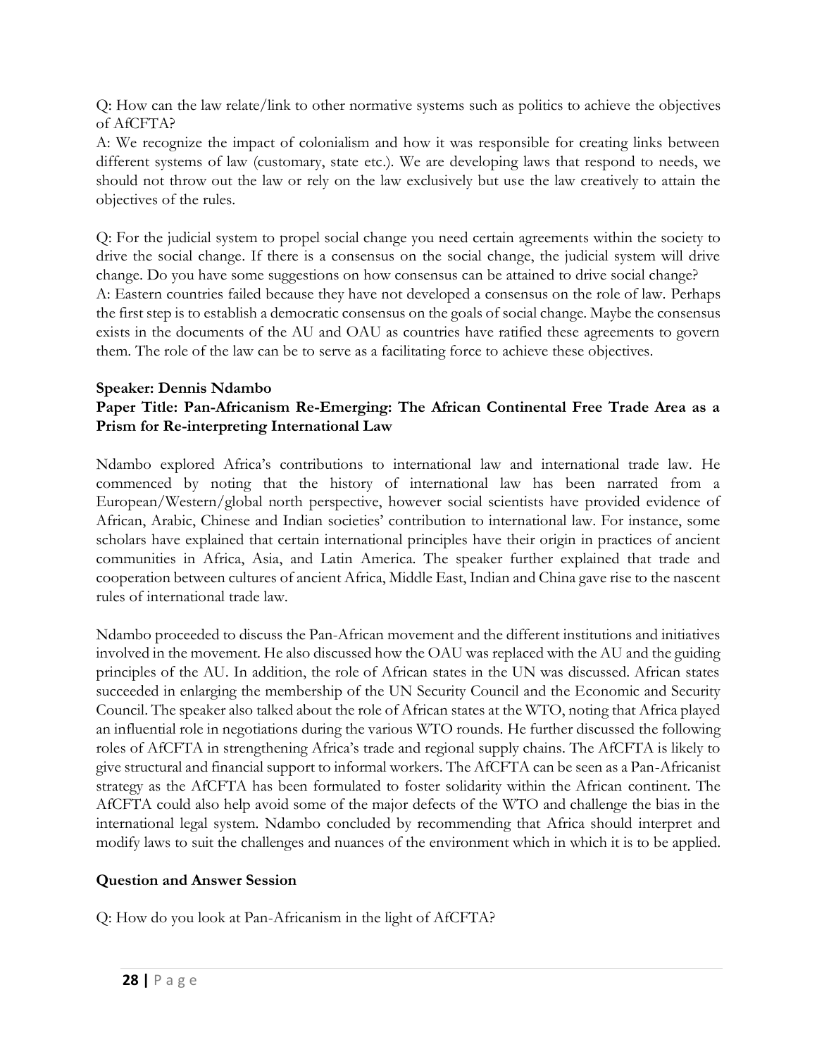Q: How can the law relate/link to other normative systems such as politics to achieve the objectives of AfCFTA?

A: We recognize the impact of colonialism and how it was responsible for creating links between different systems of law (customary, state etc.). We are developing laws that respond to needs, we should not throw out the law or rely on the law exclusively but use the law creatively to attain the objectives of the rules.

Q: For the judicial system to propel social change you need certain agreements within the society to drive the social change. If there is a consensus on the social change, the judicial system will drive change. Do you have some suggestions on how consensus can be attained to drive social change?

A: Eastern countries failed because they have not developed a consensus on the role of law. Perhaps the first step is to establish a democratic consensus on the goals of social change. Maybe the consensus exists in the documents of the AU and OAU as countries have ratified these agreements to govern them. The role of the law can be to serve as a facilitating force to achieve these objectives.

**Speaker: Dennis Ndambo**

**Paper Title: Pan-Africanism Re-Emerging: The African Continental Free Trade Area as a Prism for Re-interpreting International Law**

Ndambo explored Africa's contributions to international law and international trade law. He commenced by noting that the history of international law has been narrated from a European/Western/global north perspective, however social scientists have provided evidence of African, Arabic, Chinese and Indian societies' contribution to international law. For instance, some scholars have explained that certain international principles have their origin in practices of ancient communities in Africa, Asia, and Latin America. The speaker further explained that trade and cooperation between cultures of ancient Africa, Middle East, Indian and China gave rise to the nascent rules of international trade law.

Ndambo proceeded to discuss the Pan-African movement and the different institutions and initiatives involved in the movement. He also discussed how the OAU was replaced with the AU and the guiding principles of the AU. In addition, the role of African states in the UN was discussed. African states succeeded in enlarging the membership of the UN Security Council and the Economic and Security Council. The speaker also talked about the role of African states at the WTO, noting that Africa played an influential role in negotiations during the various WTO rounds. He further discussed the following roles of AfCFTA in strengthening Africa's trade and regional supply chains. The AfCFTA is likely to give structural and financial support to informal workers. The AfCFTA can be seen as a Pan-Africanist strategy as the AfCFTA has been formulated to foster solidarity within the African continent. The AfCFTA could also help avoid some of the major defects of the WTO and challenge the bias in the international legal system. Ndambo concluded by recommending that Africa should interpret and modify laws to suit the challenges and nuances of the environment which in which it is to be applied.

**Question and Answer Session**

Q: How do you look at Pan-Africanism in the light of AfCFTA?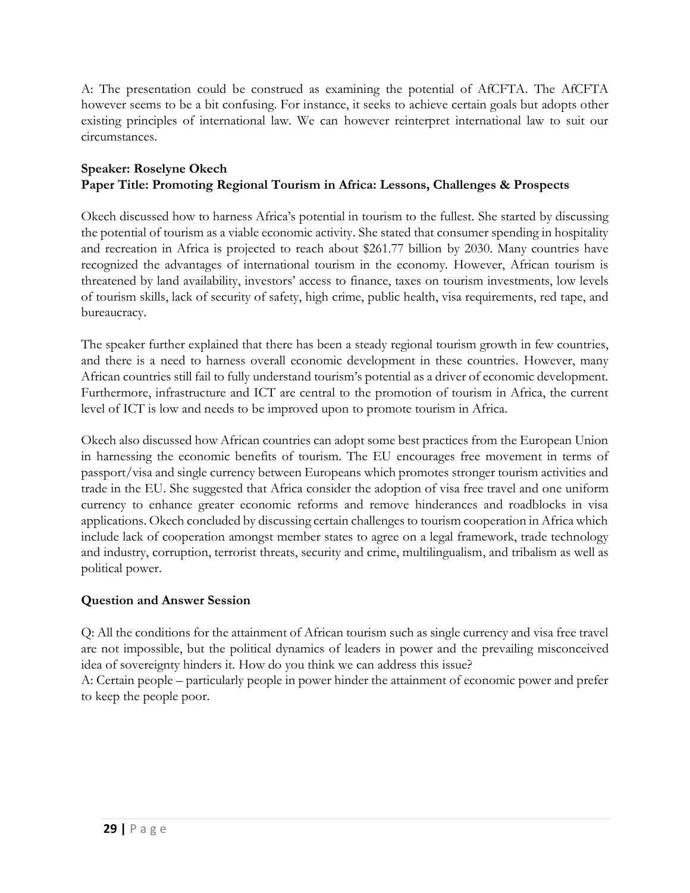A: The presentation could be construed as examining the potential of AfCFTA. The AfCFTA however seems to be a bit confusing. For instance, it seeks to achieve certain goals but adopts other existing principles of international law. We can however reinterpret international law to suit our circumstances.

**Speaker: Roselyne Okech**
**Paper Title: Promoting Regional Tourism in Africa: Lessons, Challenges & Prospects**

Okech discussed how to harness Africa's potential in tourism to the fullest. She started by discussing the potential of tourism as a viable economic activity. She stated that consumer spending in hospitality and recreation in Africa is projected to reach about $261.77 billion by 2030. Many countries have recognized the advantages of international tourism in the economy. However, African tourism is threatened by land availability, investors' access to finance, taxes on tourism investments, low levels of tourism skills, lack of security of safety, high crime, public health, visa requirements, red tape, and bureaucracy.

The speaker further explained that there has been a steady regional tourism growth in few countries, and there is a need to harness overall economic development in these countries. However, many African countries still fail to fully understand tourism's potential as a driver of economic development. Furthermore, infrastructure and ICT are central to the promotion of tourism in Africa, the current level of ICT is low and needs to be improved upon to promote tourism in Africa.

Okech also discussed how African countries can adopt some best practices from the European Union in harnessing the economic benefits of tourism. The EU encourages free movement in terms of passport/visa and single currency between Europeans which promotes stronger tourism activities and trade in the EU. She suggested that Africa consider the adoption of visa free travel and one uniform currency to enhance greater economic reforms and remove hinderances and roadblocks in visa applications. Okech concluded by discussing certain challenges to tourism cooperation in Africa which include lack of cooperation amongst member states to agree on a legal framework, trade technology and industry, corruption, terrorist threats, security and crime, multilingualism, and tribalism as well as political power.

**Question and Answer Session**

Q: All the conditions for the attainment of African tourism such as single currency and visa free travel are not impossible, but the political dynamics of leaders in power and the prevailing misconceived idea of sovereignty hinders it. How do you think we can address this issue?
A: Certain people – particularly people in power hinder the attainment of economic power and prefer to keep the people poor.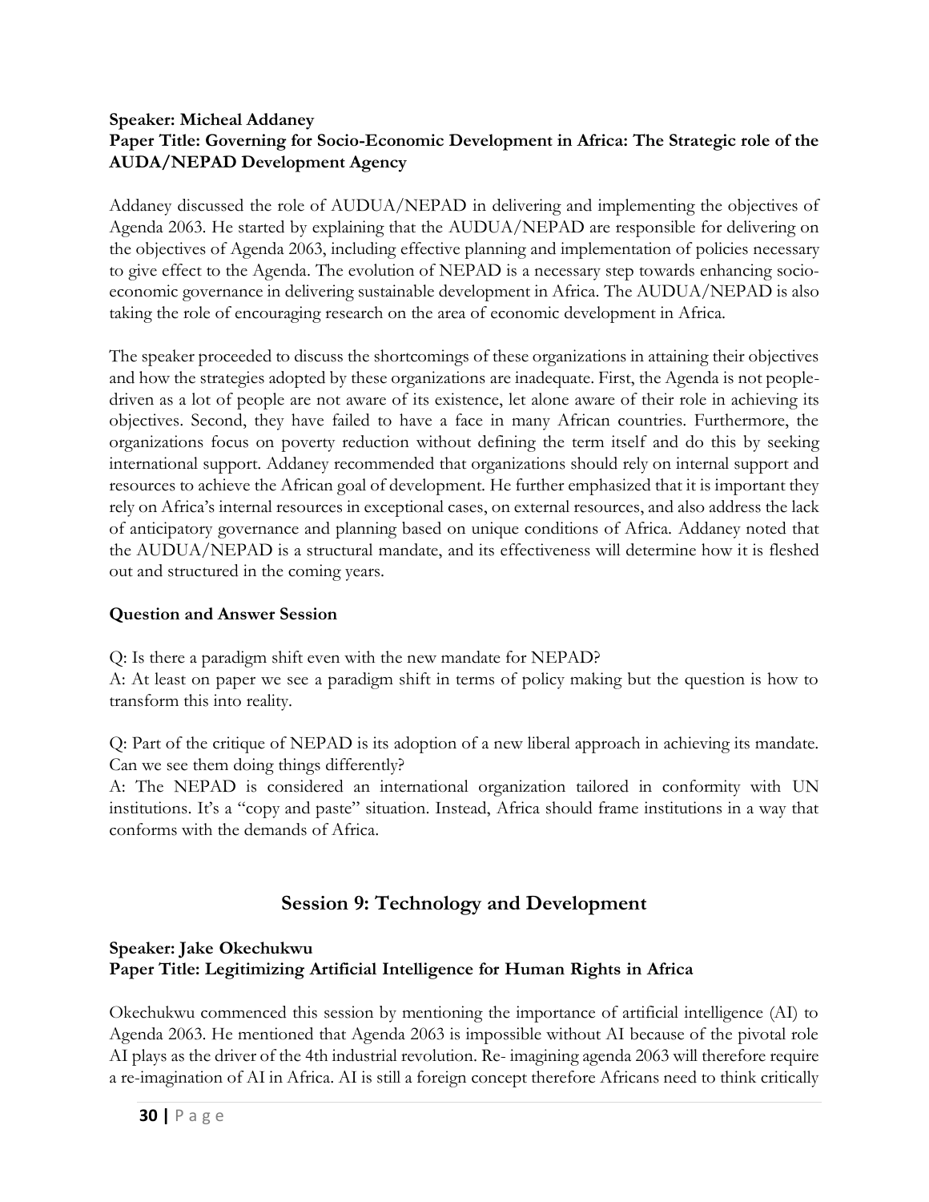**Speaker: Micheal Addaney**
**Paper Title: Governing for Socio-Economic Development in Africa: The Strategic role of the AUDA/NEPAD Development Agency**

Addaney discussed the role of AUDUA/NEPAD in delivering and implementing the objectives of Agenda 2063. He started by explaining that the AUDUA/NEPAD are responsible for delivering on the objectives of Agenda 2063, including effective planning and implementation of policies necessary to give effect to the Agenda. The evolution of NEPAD is a necessary step towards enhancing socio-economic governance in delivering sustainable development in Africa. The AUDUA/NEPAD is also taking the role of encouraging research on the area of economic development in Africa.

The speaker proceeded to discuss the shortcomings of these organizations in attaining their objectives and how the strategies adopted by these organizations are inadequate. First, the Agenda is not people-driven as a lot of people are not aware of its existence, let alone aware of their role in achieving its objectives. Second, they have failed to have a face in many African countries. Furthermore, the organizations focus on poverty reduction without defining the term itself and do this by seeking international support. Addaney recommended that organizations should rely on internal support and resources to achieve the African goal of development. He further emphasized that it is important they rely on Africa's internal resources in exceptional cases, on external resources, and also address the lack of anticipatory governance and planning based on unique conditions of Africa. Addaney noted that the AUDUA/NEPAD is a structural mandate, and its effectiveness will determine how it is fleshed out and structured in the coming years.

**Question and Answer Session**

Q: Is there a paradigm shift even with the new mandate for NEPAD?
A: At least on paper we see a paradigm shift in terms of policy making but the question is how to transform this into reality.

Q: Part of the critique of NEPAD is its adoption of a new liberal approach in achieving its mandate. Can we see them doing things differently?
A: The NEPAD is considered an international organization tailored in conformity with UN institutions. It's a "copy and paste" situation. Instead, Africa should frame institutions in a way that conforms with the demands of Africa.

## Session 9: Technology and Development

**Speaker: Jake Okechukwu**
**Paper Title: Legitimizing Artificial Intelligence for Human Rights in Africa**

Okechukwu commenced this session by mentioning the importance of artificial intelligence (AI) to Agenda 2063. He mentioned that Agenda 2063 is impossible without AI because of the pivotal role AI plays as the driver of the 4th industrial revolution. Re- imagining agenda 2063 will therefore require a re-imagination of AI in Africa. AI is still a foreign concept therefore Africans need to think critically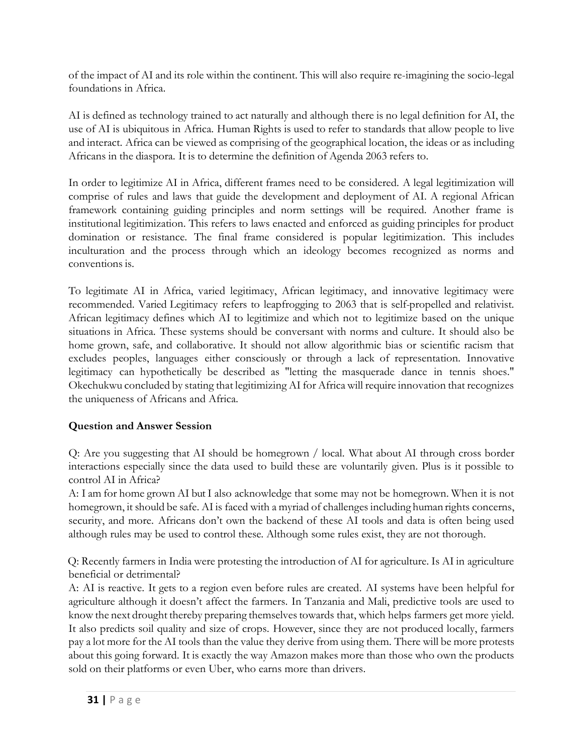of the impact of AI and its role within the continent. This will also require re-imagining the socio-legal foundations in Africa.

AI is defined as technology trained to act naturally and although there is no legal definition for AI, the use of AI is ubiquitous in Africa. Human Rights is used to refer to standards that allow people to live and interact. Africa can be viewed as comprising of the geographical location, the ideas or as including Africans in the diaspora. It is to determine the definition of Agenda 2063 refers to.

In order to legitimize AI in Africa, different frames need to be considered. A legal legitimization will comprise of rules and laws that guide the development and deployment of AI. A regional African framework containing guiding principles and norm settings will be required. Another frame is institutional legitimization. This refers to laws enacted and enforced as guiding principles for product domination or resistance. The final frame considered is popular legitimization. This includes inculturation and the process through which an ideology becomes recognized as norms and conventions is.

To legitimate AI in Africa, varied legitimacy, African legitimacy, and innovative legitimacy were recommended. Varied Legitimacy refers to leapfrogging to 2063 that is self-propelled and relativist. African legitimacy defines which AI to legitimize and which not to legitimize based on the unique situations in Africa. These systems should be conversant with norms and culture. It should also be home grown, safe, and collaborative. It should not allow algorithmic bias or scientific racism that excludes peoples, languages either consciously or through a lack of representation. Innovative legitimacy can hypothetically be described as "letting the masquerade dance in tennis shoes." Okechukwu concluded by stating that legitimizing AI for Africa will require innovation that recognizes the uniqueness of Africans and Africa.

### Question and Answer Session

Q: Are you suggesting that AI should be homegrown / local. What about AI through cross border interactions especially since the data used to build these are voluntarily given. Plus is it possible to control AI in Africa?
A: I am for home grown AI but I also acknowledge that some may not be homegrown. When it is not homegrown, it should be safe. AI is faced with a myriad of challenges including human rights concerns, security, and more. Africans don't own the backend of these AI tools and data is often being used although rules may be used to control these. Although some rules exist, they are not thorough.

Q: Recently farmers in India were protesting the introduction of AI for agriculture. Is AI in agriculture beneficial or detrimental?
A: AI is reactive. It gets to a region even before rules are created. AI systems have been helpful for agriculture although it doesn't affect the farmers. In Tanzania and Mali, predictive tools are used to know the next drought thereby preparing themselves towards that, which helps farmers get more yield. It also predicts soil quality and size of crops. However, since they are not produced locally, farmers pay a lot more for the AI tools than the value they derive from using them. There will be more protests about this going forward. It is exactly the way Amazon makes more than those who own the products sold on their platforms or even Uber, who earns more than drivers.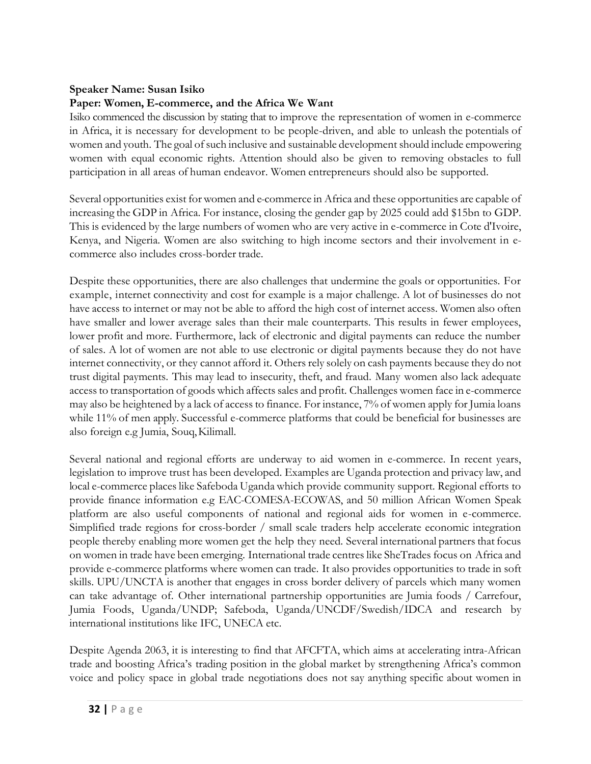**Speaker Name: Susan Isiko**
**Paper: Women, E-commerce, and the Africa We Want**

Isiko commenced the discussion by stating that to improve the representation of women in e-commerce in Africa, it is necessary for development to be people-driven, and able to unleash the potentials of women and youth. The goal of such inclusive and sustainable development should include empowering women with equal economic rights. Attention should also be given to removing obstacles to full participation in all areas of human endeavor. Women entrepreneurs should also be supported.

Several opportunities exist for women and e-commerce in Africa and these opportunities are capable of increasing the GDP in Africa. For instance, closing the gender gap by 2025 could add $15bn to GDP. This is evidenced by the large numbers of women who are very active in e-commerce in Cote d'Ivoire, Kenya, and Nigeria. Women are also switching to high income sectors and their involvement in e-commerce also includes cross-border trade.

Despite these opportunities, there are also challenges that undermine the goals or opportunities. For example, internet connectivity and cost for example is a major challenge. A lot of businesses do not have access to internet or may not be able to afford the high cost of internet access. Women also often have smaller and lower average sales than their male counterparts. This results in fewer employees, lower profit and more. Furthermore, lack of electronic and digital payments can reduce the number of sales. A lot of women are not able to use electronic or digital payments because they do not have internet connectivity, or they cannot afford it. Others rely solely on cash payments because they do not trust digital payments. This may lead to insecurity, theft, and fraud. Many women also lack adequate access to transportation of goods which affects sales and profit. Challenges women face in e-commerce may also be heightened by a lack of access to finance. For instance, 7% of women apply for Jumia loans while 11% of men apply. Successful e-commerce platforms that could be beneficial for businesses are also foreign e.g Jumia, Souq, Kilimall.

Several national and regional efforts are underway to aid women in e-commerce. In recent years, legislation to improve trust has been developed. Examples are Uganda protection and privacy law, and local e-commerce places like Safeboda Uganda which provide community support. Regional efforts to provide finance information e.g EAC-COMESA-ECOWAS, and 50 million African Women Speak platform are also useful components of national and regional aids for women in e-commerce. Simplified trade regions for cross-border / small scale traders help accelerate economic integration people thereby enabling more women get the help they need. Several international partners that focus on women in trade have been emerging. International trade centres like SheTrades focus on Africa and provide e-commerce platforms where women can trade. It also provides opportunities to trade in soft skills. UPU/UNCTA is another that engages in cross border delivery of parcels which many women can take advantage of. Other international partnership opportunities are Jumia foods / Carrefour, Jumia Foods, Uganda/UNDP; Safeboda, Uganda/UNCDF/Swedish/IDCA and research by international institutions like IFC, UNECA etc.

Despite Agenda 2063, it is interesting to find that AFCFTA, which aims at accelerating intra-African trade and boosting Africa's trading position in the global market by strengthening Africa's common voice and policy space in global trade negotiations does not say anything specific about women in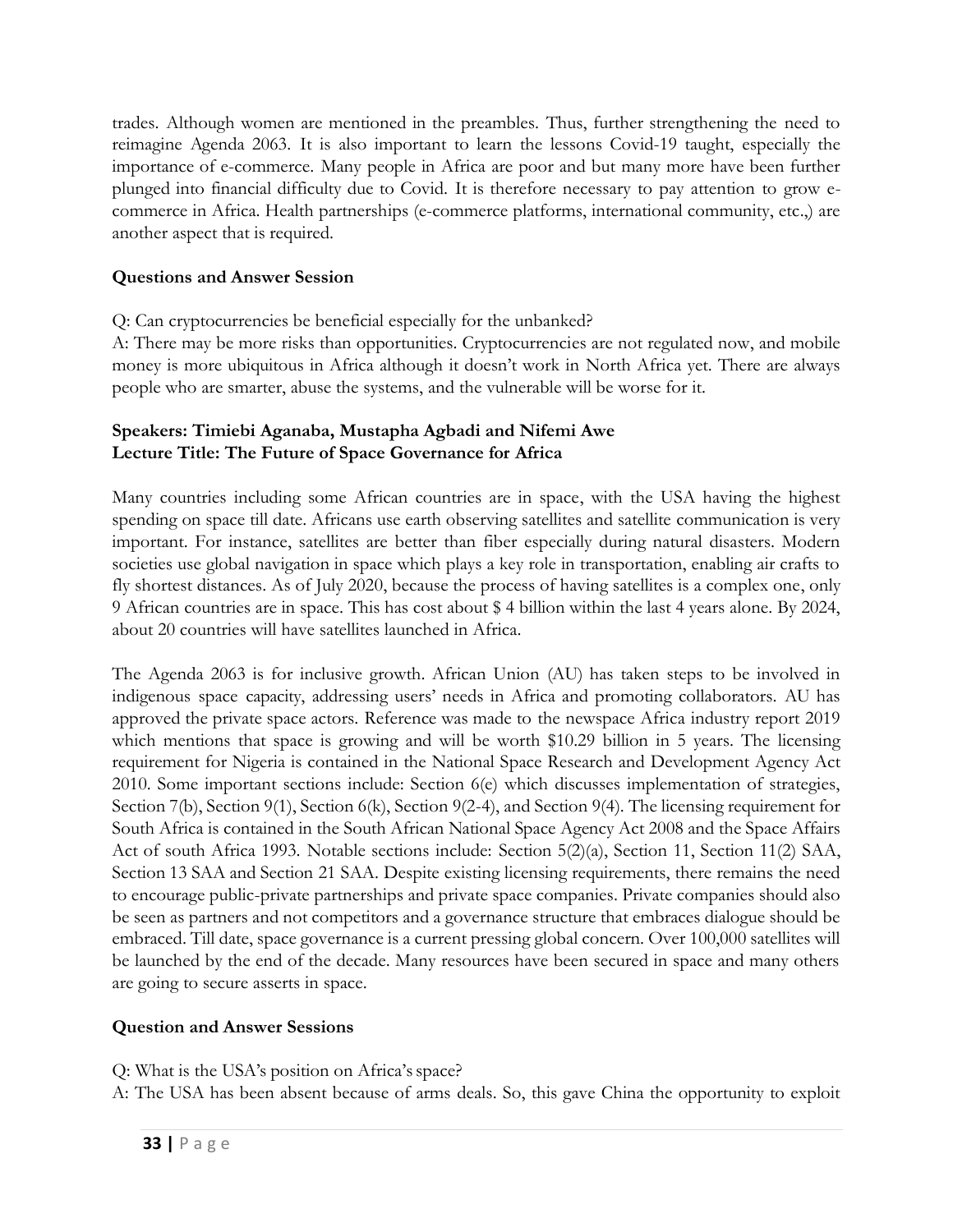trades. Although women are mentioned in the preambles. Thus, further strengthening the need to reimagine Agenda 2063. It is also important to learn the lessons Covid-19 taught, especially the importance of e-commerce. Many people in Africa are poor and but many more have been further plunged into financial difficulty due to Covid. It is therefore necessary to pay attention to grow e-commerce in Africa. Health partnerships (e-commerce platforms, international community, etc.,) are another aspect that is required.

**Questions and Answer Session**

Q: Can cryptocurrencies be beneficial especially for the unbanked?
A: There may be more risks than opportunities. Cryptocurrencies are not regulated now, and mobile money is more ubiquitous in Africa although it doesn't work in North Africa yet. There are always people who are smarter, abuse the systems, and the vulnerable will be worse for it.

**Speakers: Timiebi Aganaba, Mustapha Agbadi and Nifemi Awe**
**Lecture Title: The Future of Space Governance for Africa**

Many countries including some African countries are in space, with the USA having the highest spending on space till date. Africans use earth observing satellites and satellite communication is very important. For instance, satellites are better than fiber especially during natural disasters. Modern societies use global navigation in space which plays a key role in transportation, enabling air crafts to fly shortest distances. As of July 2020, because the process of having satellites is a complex one, only 9 African countries are in space. This has cost about $ 4 billion within the last 4 years alone. By 2024, about 20 countries will have satellites launched in Africa.

The Agenda 2063 is for inclusive growth. African Union (AU) has taken steps to be involved in indigenous space capacity, addressing users' needs in Africa and promoting collaborators. AU has approved the private space actors. Reference was made to the newspace Africa industry report 2019 which mentions that space is growing and will be worth $10.29 billion in 5 years. The licensing requirement for Nigeria is contained in the National Space Research and Development Agency Act 2010. Some important sections include: Section 6(e) which discusses implementation of strategies, Section 7(b), Section 9(1), Section 6(k), Section 9(2-4), and Section 9(4). The licensing requirement for South Africa is contained in the South African National Space Agency Act 2008 and the Space Affairs Act of south Africa 1993. Notable sections include: Section 5(2)(a), Section 11, Section 11(2) SAA, Section 13 SAA and Section 21 SAA. Despite existing licensing requirements, there remains the need to encourage public-private partnerships and private space companies. Private companies should also be seen as partners and not competitors and a governance structure that embraces dialogue should be embraced. Till date, space governance is a current pressing global concern. Over 100,000 satellites will be launched by the end of the decade. Many resources have been secured in space and many others are going to secure asserts in space.

**Question and Answer Sessions**

Q: What is the USA's position on Africa's space?
A: The USA has been absent because of arms deals. So, this gave China the opportunity to exploit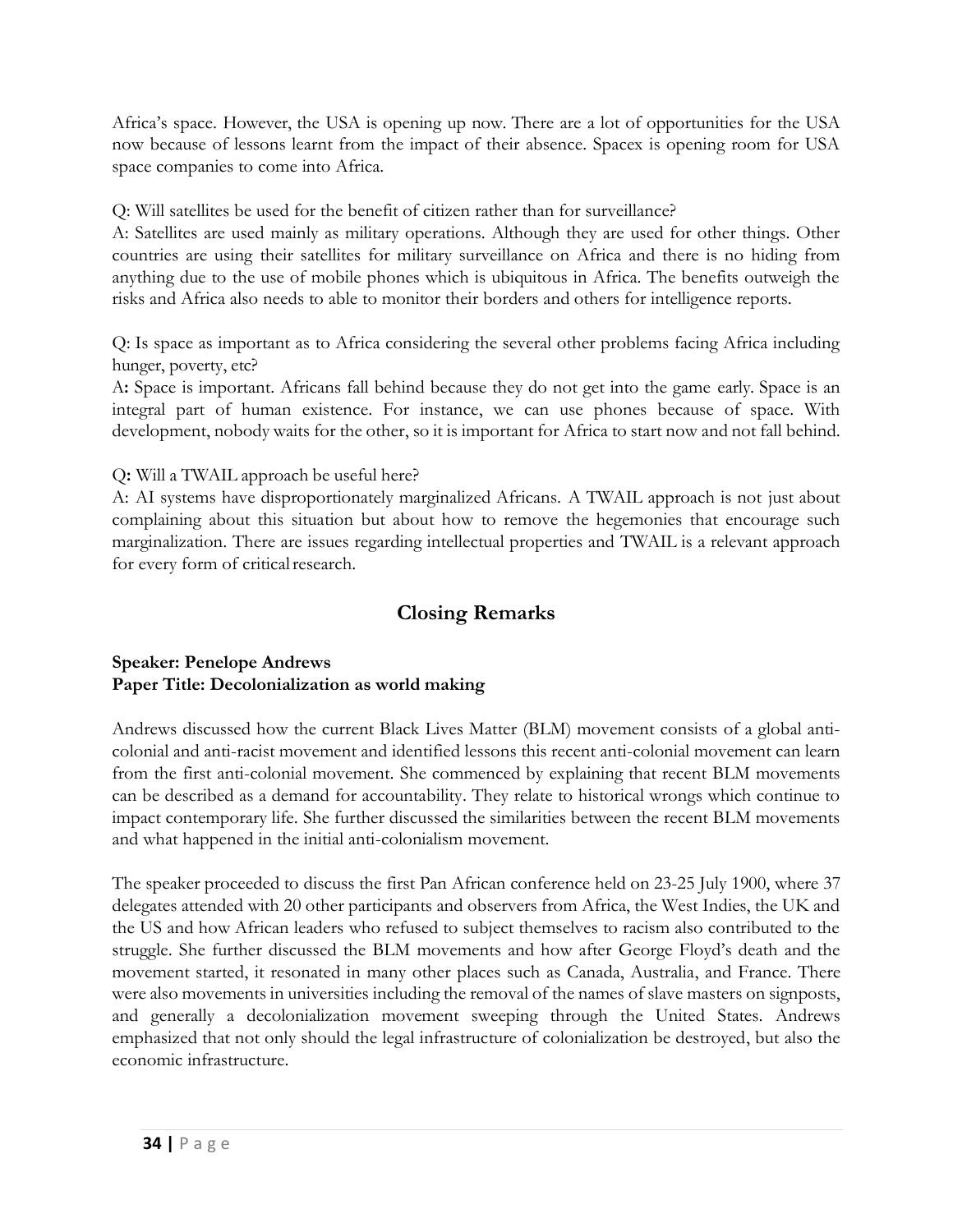Africa's space. However, the USA is opening up now. There are a lot of opportunities for the USA now because of lessons learnt from the impact of their absence. Spacex is opening room for USA space companies to come into Africa.

Q: Will satellites be used for the benefit of citizen rather than for surveillance?
A: Satellites are used mainly as military operations. Although they are used for other things. Other countries are using their satellites for military surveillance on Africa and there is no hiding from anything due to the use of mobile phones which is ubiquitous in Africa. The benefits outweigh the risks and Africa also needs to able to monitor their borders and others for intelligence reports.

Q: Is space as important as to Africa considering the several other problems facing Africa including hunger, poverty, etc?
A**:** Space is important. Africans fall behind because they do not get into the game early. Space is an integral part of human existence. For instance, we can use phones because of space. With development, nobody waits for the other, so it is important for Africa to start now and not fall behind.

Q**:** Will a TWAIL approach be useful here?
A: AI systems have disproportionately marginalized Africans. A TWAIL approach is not just about complaining about this situation but about how to remove the hegemonies that encourage such marginalization. There are issues regarding intellectual properties and TWAIL is a relevant approach for every form of critical research.

## Closing Remarks

**Speaker: Penelope Andrews**
**Paper Title: Decolonialization as world making**

Andrews discussed how the current Black Lives Matter (BLM) movement consists of a global anti-colonial and anti-racist movement and identified lessons this recent anti-colonial movement can learn from the first anti-colonial movement. She commenced by explaining that recent BLM movements can be described as a demand for accountability. They relate to historical wrongs which continue to impact contemporary life. She further discussed the similarities between the recent BLM movements and what happened in the initial anti-colonialism movement.

The speaker proceeded to discuss the first Pan African conference held on 23-25 July 1900, where 37 delegates attended with 20 other participants and observers from Africa, the West Indies, the UK and the US and how African leaders who refused to subject themselves to racism also contributed to the struggle. She further discussed the BLM movements and how after George Floyd's death and the movement started, it resonated in many other places such as Canada, Australia, and France. There were also movements in universities including the removal of the names of slave masters on signposts, and generally a decolonialization movement sweeping through the United States. Andrews emphasized that not only should the legal infrastructure of colonialization be destroyed, but also the economic infrastructure.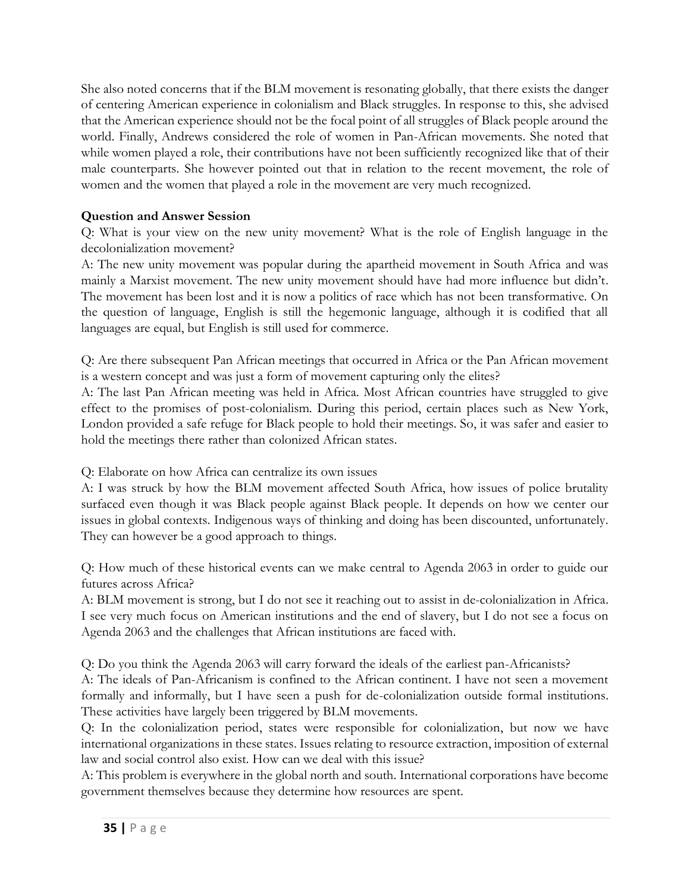She also noted concerns that if the BLM movement is resonating globally, that there exists the danger of centering American experience in colonialism and Black struggles. In response to this, she advised that the American experience should not be the focal point of all struggles of Black people around the world. Finally, Andrews considered the role of women in Pan-African movements. She noted that while women played a role, their contributions have not been sufficiently recognized like that of their male counterparts. She however pointed out that in relation to the recent movement, the role of women and the women that played a role in the movement are very much recognized.

**Question and Answer Session**

Q: What is your view on the new unity movement? What is the role of English language in the decolonialization movement?

A: The new unity movement was popular during the apartheid movement in South Africa and was mainly a Marxist movement. The new unity movement should have had more influence but didn't. The movement has been lost and it is now a politics of race which has not been transformative. On the question of language, English is still the hegemonic language, although it is codified that all languages are equal, but English is still used for commerce.

Q: Are there subsequent Pan African meetings that occurred in Africa or the Pan African movement is a western concept and was just a form of movement capturing only the elites?

A: The last Pan African meeting was held in Africa. Most African countries have struggled to give effect to the promises of post-colonialism. During this period, certain places such as New York, London provided a safe refuge for Black people to hold their meetings. So, it was safer and easier to hold the meetings there rather than colonized African states.

Q: Elaborate on how Africa can centralize its own issues

A: I was struck by how the BLM movement affected South Africa, how issues of police brutality surfaced even though it was Black people against Black people. It depends on how we center our issues in global contexts. Indigenous ways of thinking and doing has been discounted, unfortunately. They can however be a good approach to things.

Q: How much of these historical events can we make central to Agenda 2063 in order to guide our futures across Africa?

A: BLM movement is strong, but I do not see it reaching out to assist in de-colonialization in Africa. I see very much focus on American institutions and the end of slavery, but I do not see a focus on Agenda 2063 and the challenges that African institutions are faced with.

Q: Do you think the Agenda 2063 will carry forward the ideals of the earliest pan-Africanists?

A: The ideals of Pan-Africanism is confined to the African continent. I have not seen a movement formally and informally, but I have seen a push for de-colonialization outside formal institutions. These activities have largely been triggered by BLM movements.

Q: In the colonialization period, states were responsible for colonialization, but now we have international organizations in these states. Issues relating to resource extraction, imposition of external law and social control also exist. How can we deal with this issue?

A: This problem is everywhere in the global north and south. International corporations have become government themselves because they determine how resources are spent.